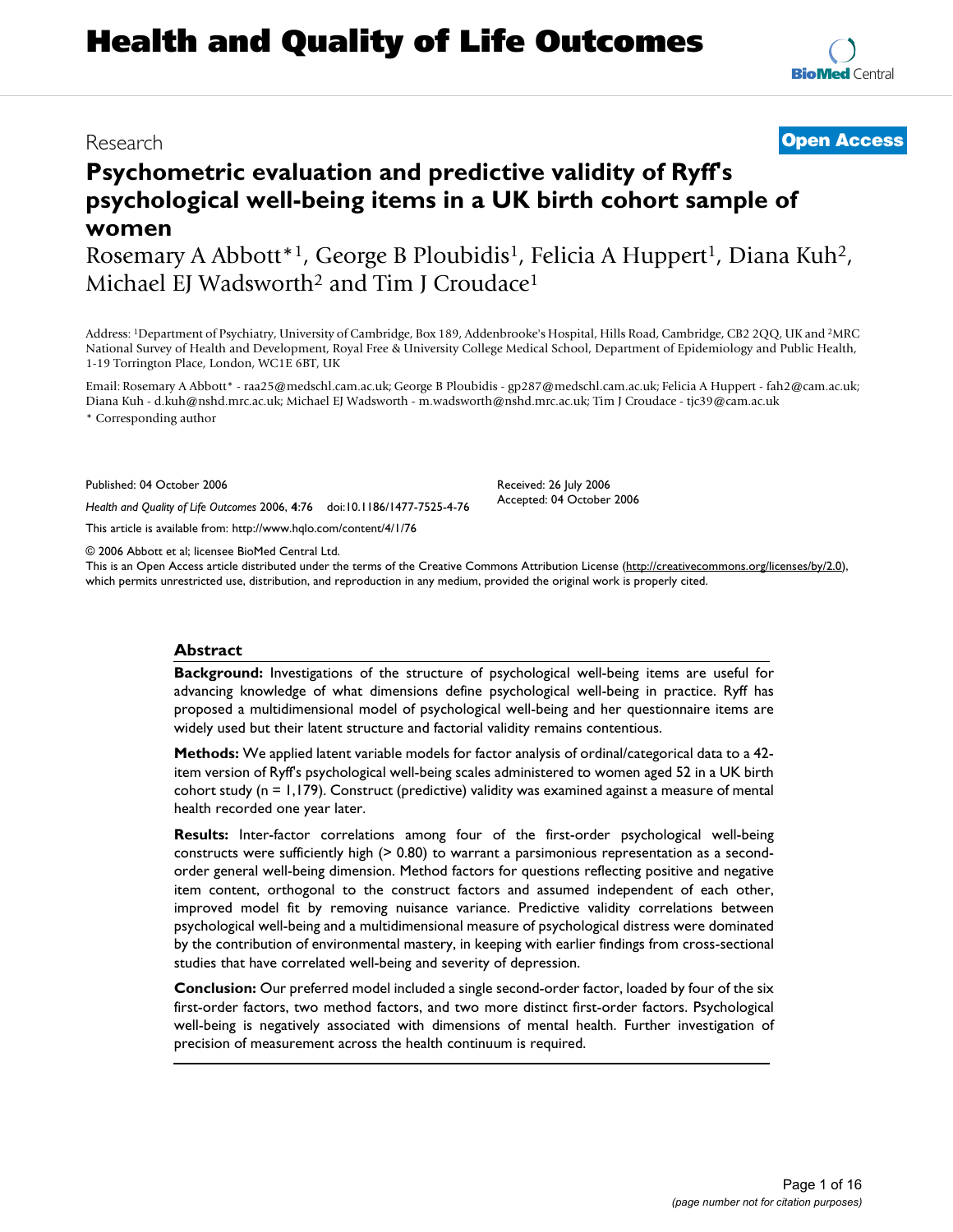# Health and Quality of Life Outcomes

Research

**Open Access**

# Psychometric evaluation and predictive validity of Ryff's psychological well-being items in a UK birth cohort sample of women

Rosemary A Abbott*[1], George B Ploubidis[1], Felicia A Huppert[1], Diana Kuh[2], Michael EJ Wadsworth[2] and Tim J Croudace[1]

Address: [1]Department of Psychiatry, University of Cambridge, Box 189, Addenbrooke's Hospital, Hills Road, Cambridge, CB2 2QQ, UK and [2]MRC National Survey of Health and Development, Royal Free & University College Medical School, Department of Epidemiology and Public Health, 1-19 Torrington Place, London, WC1E 6BT, UK

Email: Rosemary A Abbott* - raa25@medschl.cam.ac.uk; George B Ploubidis - gp287@medschl.cam.ac.uk; Felicia A Huppert - fah2@cam.ac.uk; Diana Kuh - d.kuh@nshd.mrc.ac.uk; Michael EJ Wadsworth - m.wadsworth@nshd.mrc.ac.uk; Tim J Croudace - tjc39@cam.ac.uk

* Corresponding author

Published: 04 October 2006

*Health and Quality of Life Outcomes* 2006, **4**:76 doi:10.1186/1477-7525-4-76

Received: 26 July 2006
Accepted: 04 October 2006

This article is available from: http://www.hqlo.com/content/4/1/76

© 2006 Abbott et al; licensee BioMed Central Ltd.
This is an Open Access article distributed under the terms of the Creative Commons Attribution License (http://creativecommons.org/licenses/by/2.0), which permits unrestricted use, distribution, and reproduction in any medium, provided the original work is properly cited.

## Abstract

**Background:** Investigations of the structure of psychological well-being items are useful for advancing knowledge of what dimensions define psychological well-being in practice. Ryff has proposed a multidimensional model of psychological well-being and her questionnaire items are widely used but their latent structure and factorial validity remains contentious.

**Methods:** We applied latent variable models for factor analysis of ordinal/categorical data to a 42-item version of Ryff's psychological well-being scales administered to women aged 52 in a UK birth cohort study (n = 1,179). Construct (predictive) validity was examined against a measure of mental health recorded one year later.

**Results:** Inter-factor correlations among four of the first-order psychological well-being constructs were sufficiently high (> 0.80) to warrant a parsimonious representation as a second-order general well-being dimension. Method factors for questions reflecting positive and negative item content, orthogonal to the construct factors and assumed independent of each other, improved model fit by removing nuisance variance. Predictive validity correlations between psychological well-being and a multidimensional measure of psychological distress were dominated by the contribution of environmental mastery, in keeping with earlier findings from cross-sectional studies that have correlated well-being and severity of depression.

**Conclusion:** Our preferred model included a single second-order factor, loaded by four of the six first-order factors, two method factors, and two more distinct first-order factors. Psychological well-being is negatively associated with dimensions of mental health. Further investigation of precision of measurement across the health continuum is required.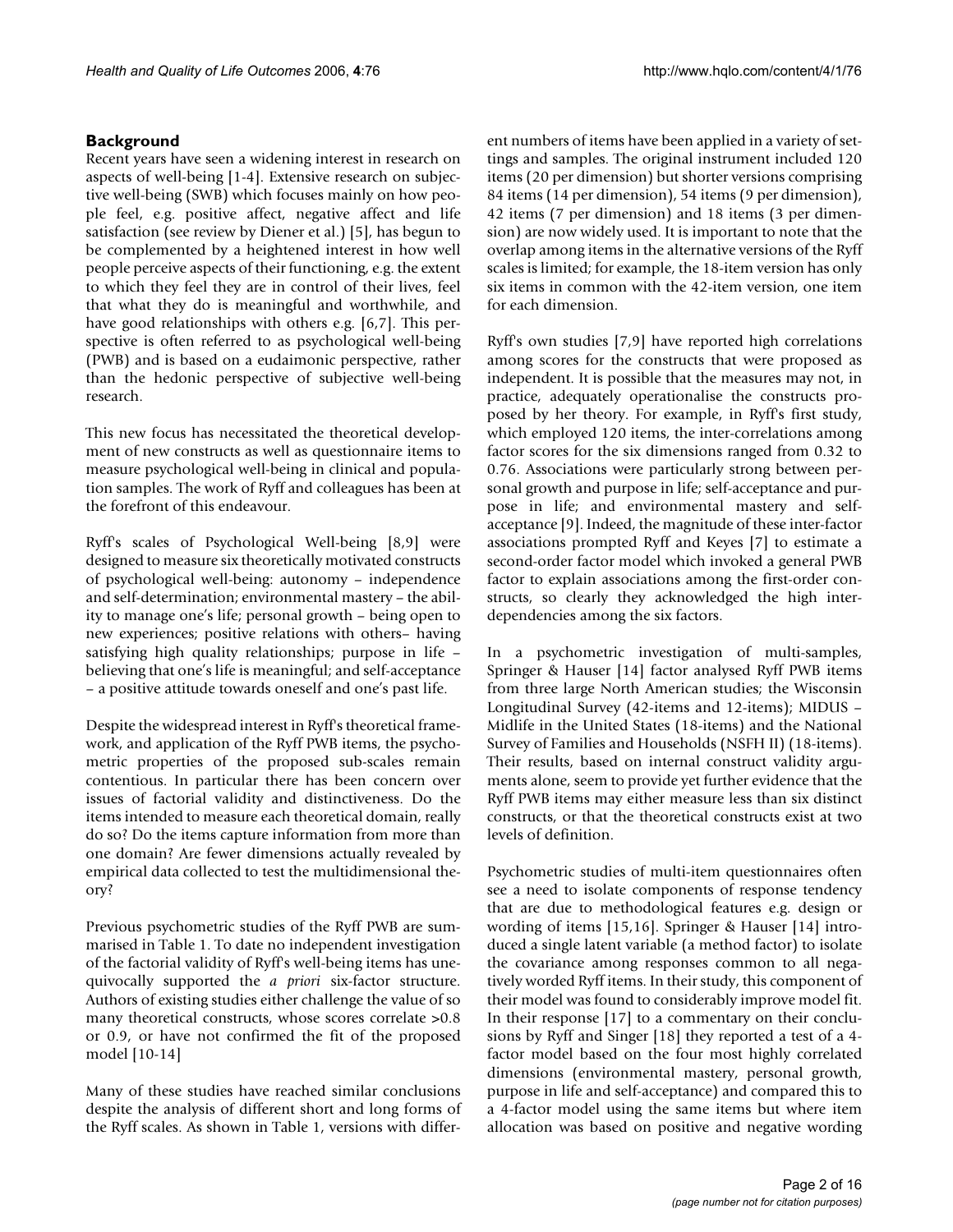## Background

Recent years have seen a widening interest in research on aspects of well-being [1-4]. Extensive research on subjective well-being (SWB) which focuses mainly on how people feel, e.g. positive affect, negative affect and life satisfaction (see review by Diener et al.) [5], has begun to be complemented by a heightened interest in how well people perceive aspects of their functioning, e.g. the extent to which they feel they are in control of their lives, feel that what they do is meaningful and worthwhile, and have good relationships with others e.g. [6,7]. This perspective is often referred to as psychological well-being (PWB) and is based on a eudaimonic perspective, rather than the hedonic perspective of subjective well-being research.

This new focus has necessitated the theoretical development of new constructs as well as questionnaire items to measure psychological well-being in clinical and population samples. The work of Ryff and colleagues has been at the forefront of this endeavour.

Ryff's scales of Psychological Well-being [8,9] were designed to measure six theoretically motivated constructs of psychological well-being: autonomy – independence and self-determination; environmental mastery – the ability to manage one's life; personal growth – being open to new experiences; positive relations with others– having satisfying high quality relationships; purpose in life – believing that one's life is meaningful; and self-acceptance – a positive attitude towards oneself and one's past life.

Despite the widespread interest in Ryff's theoretical framework, and application of the Ryff PWB items, the psychometric properties of the proposed sub-scales remain contentious. In particular there has been concern over issues of factorial validity and distinctiveness. Do the items intended to measure each theoretical domain, really do so? Do the items capture information from more than one domain? Are fewer dimensions actually revealed by empirical data collected to test the multidimensional theory?

Previous psychometric studies of the Ryff PWB are summarised in Table 1. To date no independent investigation of the factorial validity of Ryff's well-being items has unequivocally supported the *a priori* six-factor structure. Authors of existing studies either challenge the value of so many theoretical constructs, whose scores correlate >0.8 or 0.9, or have not confirmed the fit of the proposed model [10-14]

Many of these studies have reached similar conclusions despite the analysis of different short and long forms of the Ryff scales. As shown in Table 1, versions with different numbers of items have been applied in a variety of settings and samples. The original instrument included 120 items (20 per dimension) but shorter versions comprising 84 items (14 per dimension), 54 items (9 per dimension), 42 items (7 per dimension) and 18 items (3 per dimension) are now widely used. It is important to note that the overlap among items in the alternative versions of the Ryff scales is limited; for example, the 18-item version has only six items in common with the 42-item version, one item for each dimension.

Ryff's own studies [7,9] have reported high correlations among scores for the constructs that were proposed as independent. It is possible that the measures may not, in practice, adequately operationalise the constructs proposed by her theory. For example, in Ryff's first study, which employed 120 items, the inter-correlations among factor scores for the six dimensions ranged from 0.32 to 0.76. Associations were particularly strong between personal growth and purpose in life; self-acceptance and purpose in life; and environmental mastery and self-acceptance [9]. Indeed, the magnitude of these inter-factor associations prompted Ryff and Keyes [7] to estimate a second-order factor model which invoked a general PWB factor to explain associations among the first-order constructs, so clearly they acknowledged the high interdependencies among the six factors.

In a psychometric investigation of multi-samples, Springer & Hauser [14] factor analysed Ryff PWB items from three large North American studies; the Wisconsin Longitudinal Survey (42-items and 12-items); MIDUS – Midlife in the United States (18-items) and the National Survey of Families and Households (NSFH II) (18-items). Their results, based on internal construct validity arguments alone, seem to provide yet further evidence that the Ryff PWB items may either measure less than six distinct constructs, or that the theoretical constructs exist at two levels of definition.

Psychometric studies of multi-item questionnaires often see a need to isolate components of response tendency that are due to methodological features e.g. design or wording of items [15,16]. Springer & Hauser [14] introduced a single latent variable (a method factor) to isolate the covariance among responses common to all negatively worded Ryff items. In their study, this component of their model was found to considerably improve model fit. In their response [17] to a commentary on their conclusions by Ryff and Singer [18] they reported a test of a 4-factor model based on the four most highly correlated dimensions (environmental mastery, personal growth, purpose in life and self-acceptance) and compared this to a 4-factor model using the same items but where item allocation was based on positive and negative wording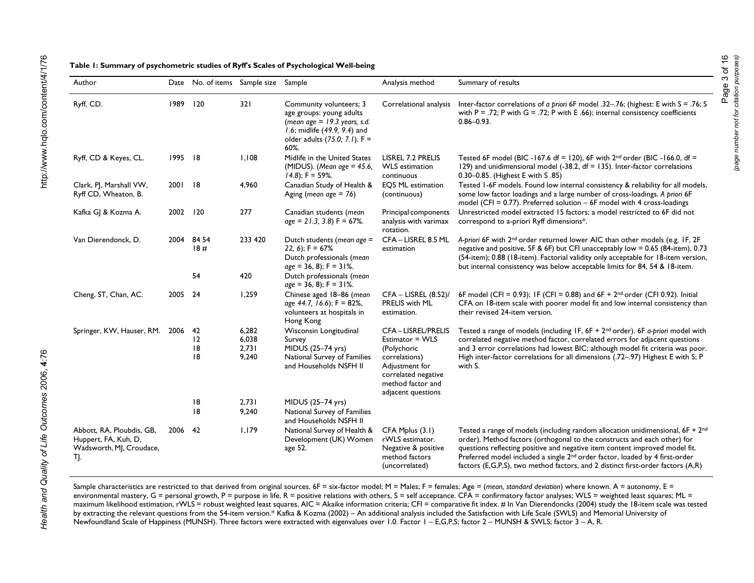**Table 1: Summary of psychometric studies of Ryff's Scales of Psychological Well-being**

| Author | Date | No. of items | Sample size | Sample | Analysis method | Summary of results |
|---|---|---|---|---|---|---|
| Ryff, CD. | 1989 | 120 | 321 | Community volunteers; 3 age groups: young adults (*mean age = 19.3 years, s.d. 1.6*; midlife (*49.9, 9.4*) and older adults (*75.0; 7.1*). F = 60%. | Correlational analysis | Inter-factor correlations of *a priori* 6F model .32–.76; (highest: E with S = .76; S with P = .72; P with G = .72; P with E .66); internal consistency coefficients 0.86–0.93. |
| Ryff, CD & Keyes, CL. | 1995 | 18 | 1,108 | Midlife in the United States (MIDUS). (*Mean age = 45.6, 14.8*); F = 59%. | LISREL 7.2 PRELIS WLS estimation continuous | Tested 6F model (BIC -167.6 df = 120), 6F with 2nd order (BIC -166.0, df = 129) and unidimensional model (-38.2, df = 135). Inter-factor correlations 0.30–0.85. (Highest E with S .85) |
| Clark, PJ, Marshall VW, Ryff CD, Wheaton, B. | 2001 | 18 | 4,960 | Canadian Study of Health & Aging (*mean age = 76*) | EQS ML estimation (continuous) | Tested 1-6F models. Found low internal consistency & reliability for all models, some low factor loadings and a large number of cross-loadings. *A priori* 6F model (CFI = 0.77). Preferred solution – 6F model with 4 cross-loadings |
| Kafka GJ & Kozma A. | 2002 | 120 | 277 | Canadian students (*mean age = 21.3, 3.8*) F = 67%. | Principal components analysis with varimax rotation. | Unrestricted model extracted 15 factors; a model restricted to 6F did not correspond to a-priori Ryff dimensions*. |
| Van Dierendonck, D. | 2004 | 84 54 18 # | 233 420 | Dutch students (*mean age = 22, 6*); F = 67% Dutch professionals (*mean age = 36, 8*); F = 31%. | CFA – LISREL 8.5 ML estimation | *A-priori* 6F with 2nd order returned lower AIC than other models (e.g. 1F, 2F negative and positive, 5F & 6F) but CFI unacceptably low = 0.65 (84-item), 0.73 (54-item); 0.88 (18-item). Factorial validity only acceptable for 18-item version, but internal consistency was below acceptable limits for 84, 54 & 18-item. |
| | | 54 | 420 | Dutch professionals (*mean age = 36, 8*); F = 31%. | | |
| Cheng, ST, Chan, AC. | 2005 | 24 | 1,259 | Chinese aged 18–86 (*mean age 44.7, 16.6*); F = 82%, volunteers at hospitals in Hong Kong | CFA – LISREL (8.52)/ PRELIS with ML estimation. | 6F model (CFI = 0.93); 1F (CFI = 0.88) and 6F + 2nd order (CFI 0.92). Initial CFA on 18-item scale with poorer model fit and low internal consistency than their revised 24-item version. |
| Springer, KW, Hauser, RM. | 2006 | 42 12 18 18 | 6,282 6,038 2,731 9,240 | Wisconsin Longitudinal Survey MIDUS (25–74 yrs) National Survey of Families and Households NSFH II | CFA – LISREL/PRELIS Estimator = WLS (Polychoric correlations) Adjustment for correlated negative method factor and adjacent questions | Tested a range of models (including 1F, 6F + 2nd order). 6F *a-priori* model with correlated negative method factor, correlated errors for adjacent questions and 3 error correlations had lowest BIC; although model fit criteria was poor. High inter-factor correlations for all dimensions (.72–.97) Highest E with S; P with S. |
| | | 18 18 | 2,731 9,240 | MIDUS (25–74 yrs) National Survey of Families and Households NSFH II | | |
| Abbott, RA, Ploubdis, GB, Huppert, FA, Kuh, D, Wadsworth, MJ, Croudace, TJ. | 2006 | 42 | 1,179 | National Survey of Health & Development (UK) Women age 52. | CFA Mplus (3.1) rWLS estimator. Negative & positive method factors (uncorrelated) | Tested a range of models (including random allocation unidimensional, 6F + 2nd order). Method factors (orthogonal to the constructs and each other) for questions reflecting positive and negative item content improved model fit. Preferred model included a single 2nd order factor, loaded by 4 first-order factors (E,G,P,S), two method factors, and 2 distinct first-order factors (A,R) |

Sample characteristics are restricted to that derived from original sources. 6F = six-factor model; M = Males; F = females; Age = (*mean, standard deviation*) where known. A = autonomy, E = environmental mastery, G = personal growth, P = purpose in life, R = positive relations with others, S = self acceptance. CFA = confirmatory factor analyses; WLS = weighted least squares; ML = maximum likelihood estimation, rWLS = robust weighted least squares, AIC = Akaike information criteria; CFI = comparative fit index. # In Van Dierendoncks (2004) study the 18-item scale was tested by extracting the relevant questions from the 54-item version.* Kafka & Kozma (2002) – An additional analysis included the Satisfaction with Life Scale (SWLS) and Memorial University of Newfoundland Scale of Happiness (MUNSH). Three factors were extracted with eigenvalues over 1.0. Factor 1 – E,G,P,S; factor 2 – MUNSH & SWLS; factor 3 – A, R.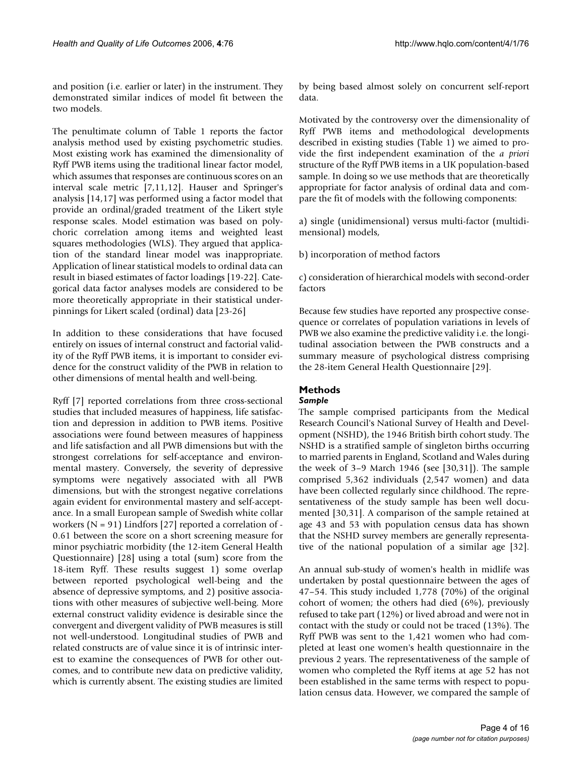and position (i.e. earlier or later) in the instrument. They demonstrated similar indices of model fit between the two models.

The penultimate column of Table 1 reports the factor analysis method used by existing psychometric studies. Most existing work has examined the dimensionality of Ryff PWB items using the traditional linear factor model, which assumes that responses are continuous scores on an interval scale metric [7,11,12]. Hauser and Springer's analysis [14,17] was performed using a factor model that provide an ordinal/graded treatment of the Likert style response scales. Model estimation was based on polychoric correlation among items and weighted least squares methodologies (WLS). They argued that application of the standard linear model was inappropriate. Application of linear statistical models to ordinal data can result in biased estimates of factor loadings [19-22]. Categorical data factor analyses models are considered to be more theoretically appropriate in their statistical underpinnings for Likert scaled (ordinal) data [23-26]

In addition to these considerations that have focused entirely on issues of internal construct and factorial validity of the Ryff PWB items, it is important to consider evidence for the construct validity of the PWB in relation to other dimensions of mental health and well-being.

Ryff [7] reported correlations from three cross-sectional studies that included measures of happiness, life satisfaction and depression in addition to PWB items. Positive associations were found between measures of happiness and life satisfaction and all PWB dimensions but with the strongest correlations for self-acceptance and environmental mastery. Conversely, the severity of depressive symptoms were negatively associated with all PWB dimensions, but with the strongest negative correlations again evident for environmental mastery and self-acceptance. In a small European sample of Swedish white collar workers (N = 91) Lindfors [27] reported a correlation of -0.61 between the score on a short screening measure for minor psychiatric morbidity (the 12-item General Health Questionnaire) [28] using a total (sum) score from the 18-item Ryff. These results suggest 1) some overlap between reported psychological well-being and the absence of depressive symptoms, and 2) positive associations with other measures of subjective well-being. More external construct validity evidence is desirable since the convergent and divergent validity of PWB measures is still not well-understood. Longitudinal studies of PWB and related constructs are of value since it is of intrinsic interest to examine the consequences of PWB for other outcomes, and to contribute new data on predictive validity, which is currently absent. The existing studies are limited by being based almost solely on concurrent self-report data.

Motivated by the controversy over the dimensionality of Ryff PWB items and methodological developments described in existing studies (Table 1) we aimed to provide the first independent examination of the *a priori* structure of the Ryff PWB items in a UK population-based sample. In doing so we use methods that are theoretically appropriate for factor analysis of ordinal data and compare the fit of models with the following components:

a) single (unidimensional) versus multi-factor (multidimensional) models,

b) incorporation of method factors

c) consideration of hierarchical models with second-order factors

Because few studies have reported any prospective consequence or correlates of population variations in levels of PWB we also examine the predictive validity i.e. the longitudinal association between the PWB constructs and a summary measure of psychological distress comprising the 28-item General Health Questionnaire [29].

## Methods

### *Sample*

The sample comprised participants from the Medical Research Council's National Survey of Health and Development (NSHD), the 1946 British birth cohort study. The NSHD is a stratified sample of singleton births occurring to married parents in England, Scotland and Wales during the week of 3–9 March 1946 (see [30,31]). The sample comprised 5,362 individuals (2,547 women) and data have been collected regularly since childhood. The representativeness of the study sample has been well documented [30,31]. A comparison of the sample retained at age 43 and 53 with population census data has shown that the NSHD survey members are generally representative of the national population of a similar age [32].

An annual sub-study of women's health in midlife was undertaken by postal questionnaire between the ages of 47–54. This study included 1,778 (70%) of the original cohort of women; the others had died (6%), previously refused to take part (12%) or lived abroad and were not in contact with the study or could not be traced (13%). The Ryff PWB was sent to the 1,421 women who had completed at least one women's health questionnaire in the previous 2 years. The representativeness of the sample of women who completed the Ryff items at age 52 has not been established in the same terms with respect to population census data. However, we compared the sample of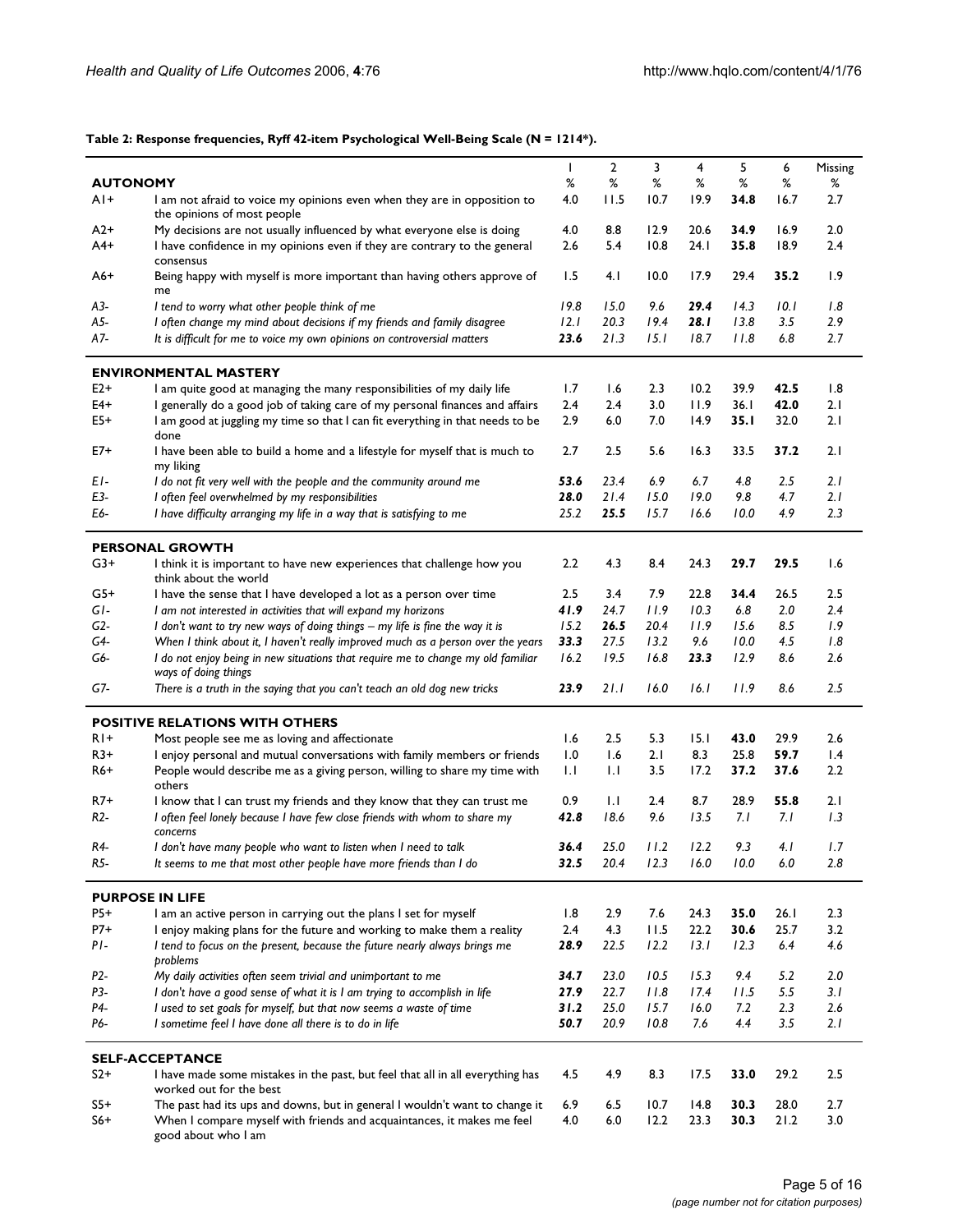**Table 2: Response frequencies, Ryff 42-item Psychological Well-Being Scale (N = 1214*).**

| | | 1 % | 2 % | 3 % | 4 % | 5 % | 6 % | Missing % |
|---|---|---|---|---|---|---|---|---|
| **AUTONOMY** | | | | | | | | |
| A1+ | I am not afraid to voice my opinions even when they are in opposition to the opinions of most people | 4.0 | 11.5 | 10.7 | 19.9 | **34.8** | 16.7 | 2.7 |
| A2+ | My decisions are not usually influenced by what everyone else is doing | 4.0 | 8.8 | 12.9 | 20.6 | **34.9** | 16.9 | 2.0 |
| A4+ | I have confidence in my opinions even if they are contrary to the general consensus | 2.6 | 5.4 | 10.8 | 24.1 | **35.8** | 18.9 | 2.4 |
| A6+ | Being happy with myself is more important than having others approve of me | 1.5 | 4.1 | 10.0 | 17.9 | 29.4 | **35.2** | 1.9 |
| *A3-* | *I tend to worry what other people think of me* | *19.8* | *15.0* | *9.6* | ***29.4*** | *14.3* | *10.1* | *1.8* |
| *A5-* | *I often change my mind about decisions if my friends and family disagree* | *12.1* | *20.3* | *19.4* | ***28.1*** | *13.8* | *3.5* | *2.9* |
| *A7-* | *It is difficult for me to voice my own opinions on controversial matters* | ***23.6*** | *21.3* | *15.1* | *18.7* | *11.8* | *6.8* | *2.7* |
| **ENVIRONMENTAL MASTERY** | | | | | | | | |
| E2+ | I am quite good at managing the many responsibilities of my daily life | 1.7 | 1.6 | 2.3 | 10.2 | 39.9 | **42.5** | 1.8 |
| E4+ | I generally do a good job of taking care of my personal finances and affairs | 2.4 | 2.4 | 3.0 | 11.9 | 36.1 | **42.0** | 2.1 |
| E5+ | I am good at juggling my time so that I can fit everything in that needs to be done | 2.9 | 6.0 | 7.0 | 14.9 | **35.1** | 32.0 | 2.1 |
| E7+ | I have been able to build a home and a lifestyle for myself that is much to my liking | 2.7 | 2.5 | 5.6 | 16.3 | 33.5 | **37.2** | 2.1 |
| *E1-* | *I do not fit very well with the people and the community around me* | ***53.6*** | *23.4* | *6.9* | *6.7* | *4.8* | *2.5* | *2.1* |
| *E3-* | *I often feel overwhelmed by my responsibilities* | ***28.0*** | *21.4* | *15.0* | *19.0* | *9.8* | *4.7* | *2.1* |
| *E6-* | *I have difficulty arranging my life in a way that is satisfying to me* | *25.2* | ***25.5*** | *15.7* | *16.6* | *10.0* | *4.9* | *2.3* |
| **PERSONAL GROWTH** | | | | | | | | |
| G3+ | I think it is important to have new experiences that challenge how you think about the world | 2.2 | 4.3 | 8.4 | 24.3 | **29.7** | 29.5 | 1.6 |
| G5+ | I have the sense that I have developed a lot as a person over time | 2.5 | 3.4 | 7.9 | 22.8 | **34.4** | 26.5 | 2.5 |
| *G1-* | *I am not interested in activities that will expand my horizons* | ***41.9*** | *24.7* | *11.9* | *10.3* | *6.8* | *2.0* | *2.4* |
| *G2-* | *I don't want to try new ways of doing things – my life is fine the way it is* | *15.2* | ***26.5*** | *20.4* | *11.9* | *15.6* | *8.5* | *1.9* |
| *G4-* | *When I think about it, I haven't really improved much as a person over the years* | ***33.3*** | *27.5* | *13.2* | *9.6* | *10.0* | *4.5* | *1.8* |
| *G6-* | *I do not enjoy being in new situations that require me to change my old familiar ways of doing things* | *16.2* | *19.5* | *16.8* | ***23.3*** | *12.9* | *8.6* | *2.6* |
| *G7-* | *There is a truth in the saying that you can't teach an old dog new tricks* | ***23.9*** | *21.1* | *16.0* | *16.1* | *11.9* | *8.6* | *2.5* |
| **POSITIVE RELATIONS WITH OTHERS** | | | | | | | | |
| R1+ | Most people see me as loving and affectionate | 1.6 | 2.5 | 5.3 | 15.1 | **43.0** | 29.9 | 2.6 |
| R3+ | I enjoy personal and mutual conversations with family members or friends | 1.0 | 1.6 | 2.1 | 8.3 | 25.8 | **59.7** | 1.4 |
| R6+ | People would describe me as a giving person, willing to share my time with others | 1.1 | 1.1 | 3.5 | 17.2 | 37.2 | **37.6** | 2.2 |
| R7+ | I know that I can trust my friends and they know that they can trust me | 0.9 | 1.1 | 2.4 | 8.7 | 28.9 | **55.8** | 2.1 |
| *R2-* | *I often feel lonely because I have few close friends with whom to share my concerns* | ***42.8*** | *18.6* | *9.6* | *13.5* | *7.1* | *7.1* | *1.3* |
| *R4-* | *I don't have many people who want to listen when I need to talk* | ***36.4*** | *25.0* | *11.2* | *12.2* | *9.3* | *4.1* | *1.7* |
| *R5-* | *It seems to me that most other people have more friends than I do* | ***32.5*** | *20.4* | *12.3* | *16.0* | *10.0* | *6.0* | *2.8* |
| **PURPOSE IN LIFE** | | | | | | | | |
| P5+ | I am an active person in carrying out the plans I set for myself | 1.8 | 2.9 | 7.6 | 24.3 | **35.0** | 26.1 | 2.3 |
| P7+ | I enjoy making plans for the future and working to make them a reality | 2.4 | 4.3 | 11.5 | 22.2 | **30.6** | 25.7 | 3.2 |
| *P1-* | *I tend to focus on the present, because the future nearly always brings me problems* | ***28.9*** | *22.5* | *12.2* | *13.1* | *12.3* | *6.4* | *4.6* |
| *P2-* | *My daily activities often seem trivial and unimportant to me* | ***34.7*** | *23.0* | *10.5* | *15.3* | *9.4* | *5.2* | *2.0* |
| *P3-* | *I don't have a good sense of what it is I am trying to accomplish in life* | ***27.9*** | *22.7* | *11.8* | *17.4* | *11.5* | *5.5* | *3.1* |
| *P4-* | *I used to set goals for myself, but that now seems a waste of time* | ***31.2*** | *25.0* | *15.7* | *16.0* | *7.2* | *2.3* | *2.6* |
| *P6-* | *I sometime feel I have done all there is to do in life* | ***50.7*** | *20.9* | *10.8* | *7.6* | *4.4* | *3.5* | *2.1* |
| **SELF-ACCEPTANCE** | | | | | | | | |
| S2+ | I have made some mistakes in the past, but feel that all in all everything has worked out for the best | 4.5 | 4.9 | 8.3 | 17.5 | **33.0** | 29.2 | 2.5 |
| S5+ | The past had its ups and downs, but in general I wouldn't want to change it | 6.9 | 6.5 | 10.7 | 14.8 | **30.3** | 28.0 | 2.7 |
| S6+ | When I compare myself with friends and acquaintances, it makes me feel good about who I am | 4.0 | 6.0 | 12.2 | 23.3 | **30.3** | 21.2 | 3.0 |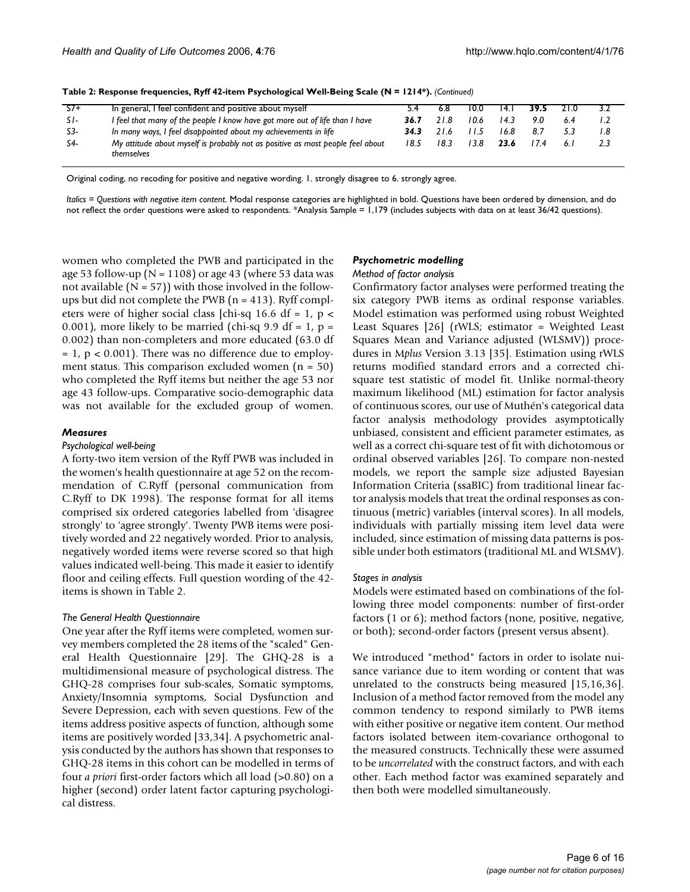**Table 2: Response frequencies, Ryff 42-item Psychological Well-Being Scale (N = 1214*).** *(Continued)*

| | | | | | | | | |
|---|---|---|---|---|---|---|---|---|
| S7+ | In general, I feel confident and positive about myself | 5.4 | 6.8 | 10.0 | 14.1 | **39.5** | 21.0 | 3.2 |
| *S1-* | *I feel that many of the people I know have got more out of life than I have* | ***36.7*** | *21.8* | *10.6* | *14.3* | *9.0* | *6.4* | *1.2* |
| *S3-* | *In many ways, I feel disappointed about my achievements in life* | ***34.3*** | *21.6* | *11.5* | *16.8* | *8.7* | *5.3* | *1.8* |
| *S4-* | *My attitude about myself is probably not as positive as most people feel about themselves* | *18.5* | *18.3* | *13.8* | ***23.6*** | *17.4* | *6.1* | *2.3* |

Original coding, no recoding for positive and negative wording. 1. strongly disagree to 6. strongly agree.

*Italics = Questions with negative item content.* Modal response categories are highlighted in bold. Questions have been ordered by dimension, and do not reflect the order questions were asked to respondents. *Analysis Sample = 1,179 (includes subjects with data on at least 36/42 questions).

women who completed the PWB and participated in the age 53 follow-up (N = 1108) or age 43 (where 53 data was not available (N = 57)) with those involved in the follow-ups but did not complete the PWB (n = 413). Ryff completers were of higher social class [chi-sq 16.6 df = 1, $p < 0.001$), more likely to be married (chi-sq 9.9 df = 1, $p = 0.002$) than non-completers and more educated (63.0 df = 1, $p < 0.001$). There was no difference due to employment status. This comparison excluded women (n = 50) who completed the Ryff items but neither the age 53 nor age 43 follow-ups. Comparative socio-demographic data was not available for the excluded group of women.

### Measures

#### *Psychological well-being*

A forty-two item version of the Ryff PWB was included in the women's health questionnaire at age 52 on the recommendation of C.Ryff (personal communication from C.Ryff to DK 1998). The response format for all items comprised six ordered categories labelled from 'disagree strongly' to 'agree strongly'. Twenty PWB items were positively worded and 22 negatively worded. Prior to analysis, negatively worded items were reverse scored so that high values indicated well-being. This made it easier to identify floor and ceiling effects. Full question wording of the 42-items is shown in Table 2.

#### *The General Health Questionnaire*

One year after the Ryff items were completed, women survey members completed the 28 items of the "scaled" General Health Questionnaire [29]. The GHQ-28 is a multidimensional measure of psychological distress. The GHQ-28 comprises four sub-scales, Somatic symptoms, Anxiety/Insomnia symptoms, Social Dysfunction and Severe Depression, each with seven questions. Few of the items address positive aspects of function, although some items are positively worded [33,34]. A psychometric analysis conducted by the authors has shown that responses to GHQ-28 items in this cohort can be modelled in terms of four *a priori* first-order factors which all load (>0.80) on a higher (second) order latent factor capturing psychological distress.

### Psychometric modelling

#### *Method of factor analysis*

Confirmatory factor analyses were performed treating the six category PWB items as ordinal response variables. Model estimation was performed using robust Weighted Least Squares [26] (rWLS; estimator = Weighted Least Squares Mean and Variance adjusted (WLSMV)) procedures in M*plus* Version 3.13 [35]. Estimation using rWLS returns modified standard errors and a corrected chi-square test statistic of model fit. Unlike normal-theory maximum likelihood (ML) estimation for factor analysis of continuous scores, our use of Muthén's categorical data factor analysis methodology provides asymptotically unbiased, consistent and efficient parameter estimates, as well as a correct chi-square test of fit with dichotomous or ordinal observed variables [26]. To compare non-nested models, we report the sample size adjusted Bayesian Information Criteria (ssaBIC) from traditional linear factor analysis models that treat the ordinal responses as continuous (metric) variables (interval scores). In all models, individuals with partially missing item level data were included, since estimation of missing data patterns is possible under both estimators (traditional ML and WLSMV).

#### *Stages in analysis*

Models were estimated based on combinations of the following three model components: number of first-order factors (1 or 6); method factors (none, positive, negative, or both); second-order factors (present versus absent).

We introduced "method" factors in order to isolate nuisance variance due to item wording or content that was unrelated to the constructs being measured [15,16,36]. Inclusion of a method factor removed from the model any common tendency to respond similarly to PWB items with either positive or negative item content. Our method factors isolated between item-covariance orthogonal to the measured constructs. Technically these were assumed to be *uncorrelated* with the construct factors, and with each other. Each method factor was examined separately and then both were modelled simultaneously.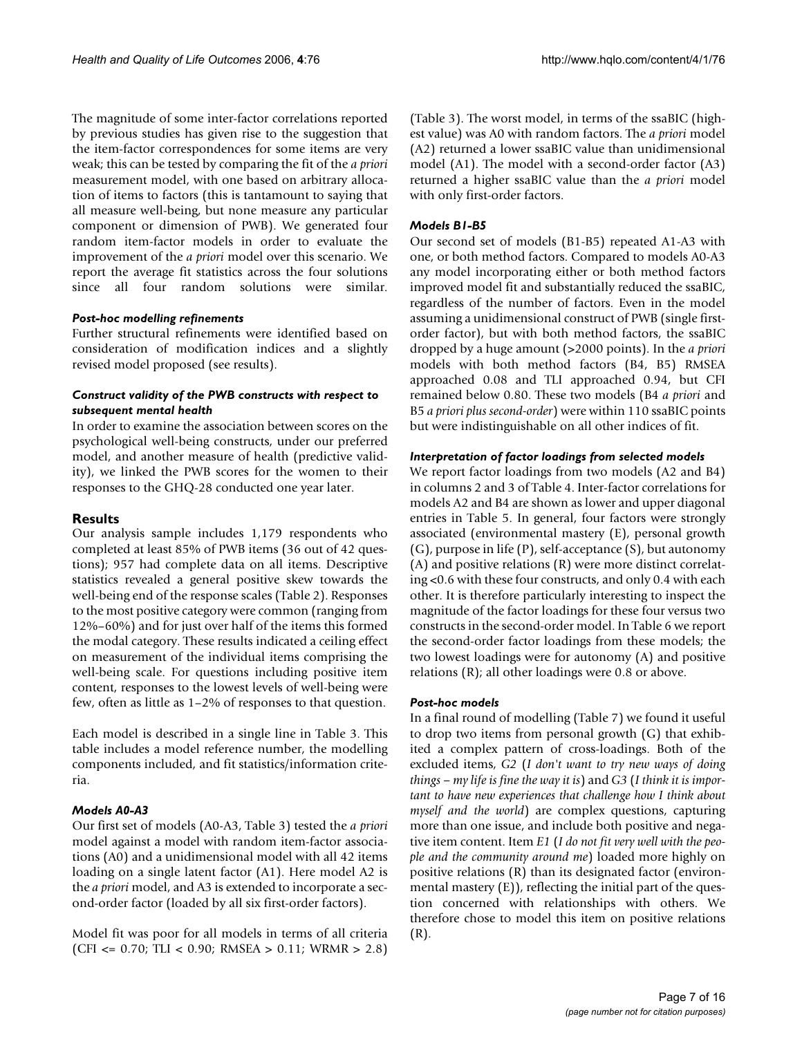The magnitude of some inter-factor correlations reported by previous studies has given rise to the suggestion that the item-factor correspondences for some items are very weak; this can be tested by comparing the fit of the *a priori* measurement model, with one based on arbitrary allocation of items to factors (this is tantamount to saying that all measure well-being, but none measure any particular component or dimension of PWB). We generated four random item-factor models in order to evaluate the improvement of the *a priori* model over this scenario. We report the average fit statistics across the four solutions since all four random solutions were similar.

#### *Post-hoc modelling refinements*

Further structural refinements were identified based on consideration of modification indices and a slightly revised model proposed (see results).

#### *Construct validity of the PWB constructs with respect to subsequent mental health*

In order to examine the association between scores on the psychological well-being constructs, under our preferred model, and another measure of health (predictive validity), we linked the PWB scores for the women to their responses to the GHQ-28 conducted one year later.

## Results

Our analysis sample includes 1,179 respondents who completed at least 85% of PWB items (36 out of 42 questions); 957 had complete data on all items. Descriptive statistics revealed a general positive skew towards the well-being end of the response scales (Table 2). Responses to the most positive category were common (ranging from 12%–60%) and for just over half of the items this formed the modal category. These results indicated a ceiling effect on measurement of the individual items comprising the well-being scale. For questions including positive item content, responses to the lowest levels of well-being were few, often as little as 1–2% of responses to that question.

Each model is described in a single line in Table 3. This table includes a model reference number, the modelling components included, and fit statistics/information criteria.

#### *Models A0-A3*

Our first set of models (A0-A3, Table 3) tested the *a priori* model against a model with random item-factor associations (A0) and a unidimensional model with all 42 items loading on a single latent factor (A1). Here model A2 is the *a priori* model, and A3 is extended to incorporate a second-order factor (loaded by all six first-order factors).

Model fit was poor for all models in terms of all criteria (CFI <= 0.70; TLI < 0.90; RMSEA > 0.11; WRMR > 2.8) (Table 3). The worst model, in terms of the ssaBIC (highest value) was A0 with random factors. The *a priori* model (A2) returned a lower ssaBIC value than unidimensional model (A1). The model with a second-order factor (A3) returned a higher ssaBIC value than the *a priori* model with only first-order factors.

#### *Models B1-B5*

Our second set of models (B1-B5) repeated A1-A3 with one, or both method factors. Compared to models A0-A3 any model incorporating either or both method factors improved model fit and substantially reduced the ssaBIC, regardless of the number of factors. Even in the model assuming a unidimensional construct of PWB (single first-order factor), but with both method factors, the ssaBIC dropped by a huge amount (>2000 points). In the *a priori* models with both method factors (B4, B5) RMSEA approached 0.08 and TLI approached 0.94, but CFI remained below 0.80. These two models (B4 *a priori* and B5 *a priori plus second-order*) were within 110 ssaBIC points but were indistinguishable on all other indices of fit.

#### *Interpretation of factor loadings from selected models*

We report factor loadings from two models (A2 and B4) in columns 2 and 3 of Table 4. Inter-factor correlations for models A2 and B4 are shown as lower and upper diagonal entries in Table 5. In general, four factors were strongly associated (environmental mastery (E), personal growth (G), purpose in life (P), self-acceptance (S), but autonomy (A) and positive relations (R) were more distinct correlating <0.6 with these four constructs, and only 0.4 with each other. It is therefore particularly interesting to inspect the magnitude of the factor loadings for these four versus two constructs in the second-order model. In Table 6 we report the second-order factor loadings from these models; the two lowest loadings were for autonomy (A) and positive relations (R); all other loadings were 0.8 or above.

#### *Post-hoc models*

In a final round of modelling (Table 7) we found it useful to drop two items from personal growth (G) that exhibited a complex pattern of cross-loadings. Both of the excluded items, *G2* (*I don't want to try new ways of doing things – my life is fine the way it is*) and *G3* (*I think it is important to have new experiences that challenge how I think about myself and the world*) are complex questions, capturing more than one issue, and include both positive and negative item content. Item *E1* (*I do not fit very well with the people and the community around me*) loaded more highly on positive relations (R) than its designated factor (environmental mastery (E)), reflecting the initial part of the question concerned with relationships with others. We therefore chose to model this item on positive relations (R).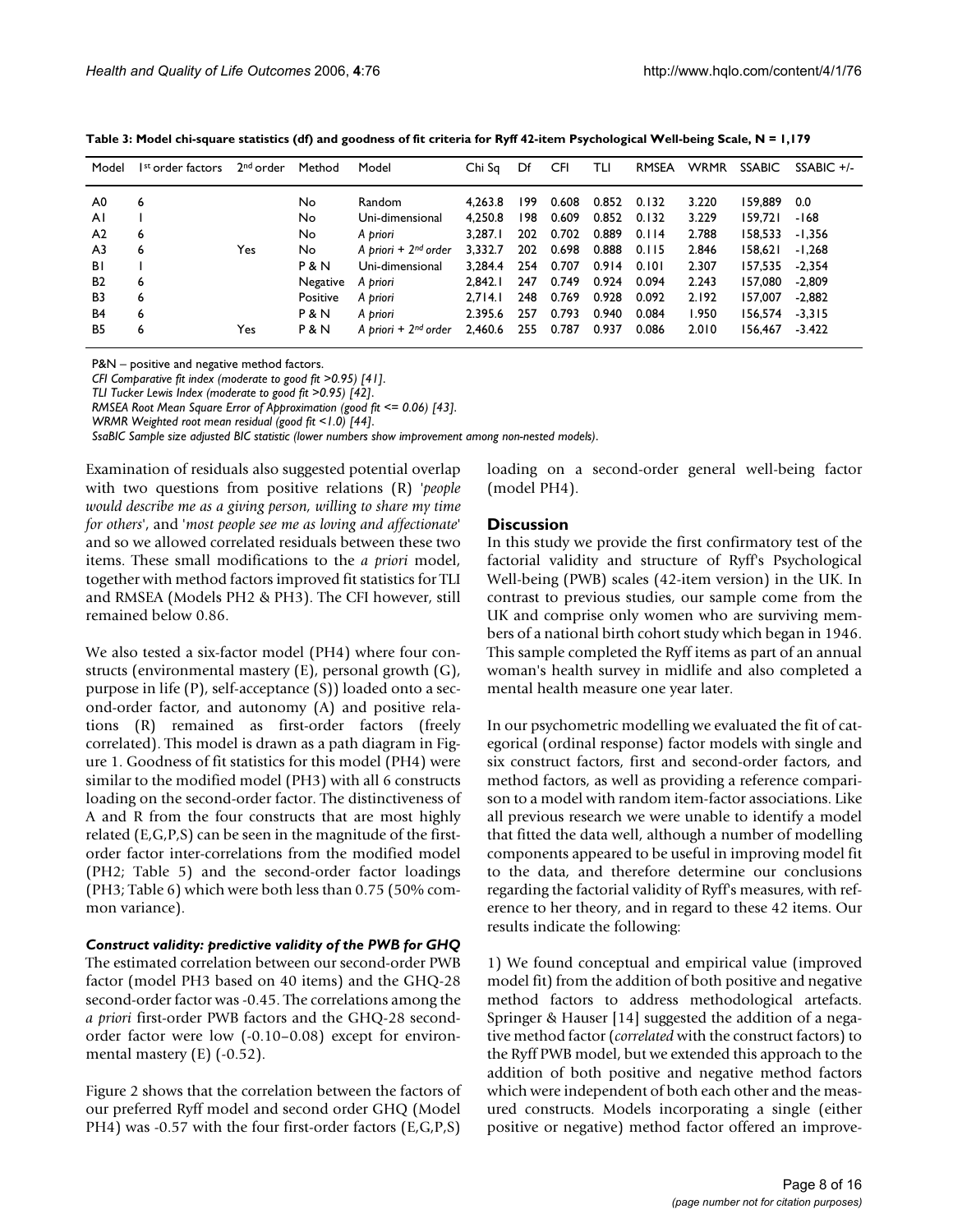**Table 3: Model chi-square statistics (df) and goodness of fit criteria for Ryff 42-item Psychological Well-being Scale, N = 1,179**

| Model | 1st order factors | 2nd order | Method | Model | Chi Sq | Df | CFI | TLI | RMSEA | WRMR | SSABIC | SSABIC +/- |
|---|---|---|---|---|---|---|---|---|---|---|---|---|
| A0 | 6 | | No | Random | 4,263.8 | 199 | 0.608 | 0.852 | 0.132 | 3.220 | 159,889 | 0.0 |
| A1 | 1 | | No | Uni-dimensional | 4,250.8 | 198 | 0.609 | 0.852 | 0.132 | 3.229 | 159,721 | -168 |
| A2 | 6 | | No | *A priori* | 3,287.1 | 202 | 0.702 | 0.889 | 0.114 | 2.788 | 158,533 | -1,356 |
| A3 | 6 | Yes | No | *A priori + 2nd order* | 3,332.7 | 202 | 0.698 | 0.888 | 0.115 | 2.846 | 158,621 | -1,268 |
| B1 | 1 | | P & N | Uni-dimensional | 3,284.4 | 254 | 0.707 | 0.914 | 0.101 | 2.307 | 157,535 | -2,354 |
| B2 | 6 | | Negative | *A priori* | 2,842.1 | 247 | 0.749 | 0.924 | 0.094 | 2.243 | 157,080 | -2,809 |
| B3 | 6 | | Positive | *A priori* | 2,714.1 | 248 | 0.769 | 0.928 | 0.092 | 2.192 | 157,007 | -2,882 |
| B4 | 6 | | P & N | *A priori* | 2,395.6 | 257 | 0.793 | 0.940 | 0.084 | 1.950 | 156,574 | -3,315 |
| B5 | 6 | Yes | P & N | *A priori + 2nd order* | 2,460.6 | 255 | 0.787 | 0.937 | 0.086 | 2.010 | 156,467 | -3.422 |

P&N – positive and negative method factors.
*CFI Comparative fit index (moderate to good fit >0.95) [41].*
*TLI Tucker Lewis Index (moderate to good fit >0.95) [42].*
*RMSEA Root Mean Square Error of Approximation (good fit <= 0.06) [43].*
*WRMR Weighted root mean residual (good fit <1.0) [44].*
*SsaBIC Sample size adjusted BIC statistic (lower numbers show improvement among non-nested models).*

Examination of residuals also suggested potential overlap with two questions from positive relations (R) '*people would describe me as a giving person, willing to share my time for others*', and '*most people see me as loving and affectionate*' and so we allowed correlated residuals between these two items. These small modifications to the *a priori* model, together with method factors improved fit statistics for TLI and RMSEA (Models PH2 & PH3). The CFI however, still remained below 0.86.

We also tested a six-factor model (PH4) where four constructs (environmental mastery (E), personal growth (G), purpose in life (P), self-acceptance (S)) loaded onto a second-order factor, and autonomy (A) and positive relations (R) remained as first-order factors (freely correlated). This model is drawn as a path diagram in Figure 1. Goodness of fit statistics for this model (PH4) were similar to the modified model (PH3) with all 6 constructs loading on the second-order factor. The distinctiveness of A and R from the four constructs that are most highly related (E,G,P,S) can be seen in the magnitude of the first-order factor inter-correlations from the modified model (PH2; Table 5) and the second-order factor loadings (PH3; Table 6) which were both less than 0.75 (50% common variance).

### *Construct validity: predictive validity of the PWB for GHQ*

The estimated correlation between our second-order PWB factor (model PH3 based on 40 items) and the GHQ-28 second-order factor was -0.45. The correlations among the *a priori* first-order PWB factors and the GHQ-28 second-order factor were low (-0.10–0.08) except for environmental mastery (E) (-0.52).

Figure 2 shows that the correlation between the factors of our preferred Ryff model and second order GHQ (Model PH4) was -0.57 with the four first-order factors (E,G,P,S) loading on a second-order general well-being factor (model PH4).

## Discussion

In this study we provide the first confirmatory test of the factorial validity and structure of Ryff's Psychological Well-being (PWB) scales (42-item version) in the UK. In contrast to previous studies, our sample come from the UK and comprise only women who are surviving members of a national birth cohort study which began in 1946. This sample completed the Ryff items as part of an annual woman's health survey in midlife and also completed a mental health measure one year later.

In our psychometric modelling we evaluated the fit of categorical (ordinal response) factor models with single and six construct factors, first and second-order factors, and method factors, as well as providing a reference comparison to a model with random item-factor associations. Like all previous research we were unable to identify a model that fitted the data well, although a number of modelling components appeared to be useful in improving model fit to the data, and therefore determine our conclusions regarding the factorial validity of Ryff's measures, with reference to her theory, and in regard to these 42 items. Our results indicate the following:

1) We found conceptual and empirical value (improved model fit) from the addition of both positive and negative method factors to address methodological artefacts. Springer & Hauser [14] suggested the addition of a negative method factor (*correlated* with the construct factors) to the Ryff PWB model, but we extended this approach to the addition of both positive and negative method factors which were independent of both each other and the measured constructs. Models incorporating a single (either positive or negative) method factor offered an improve-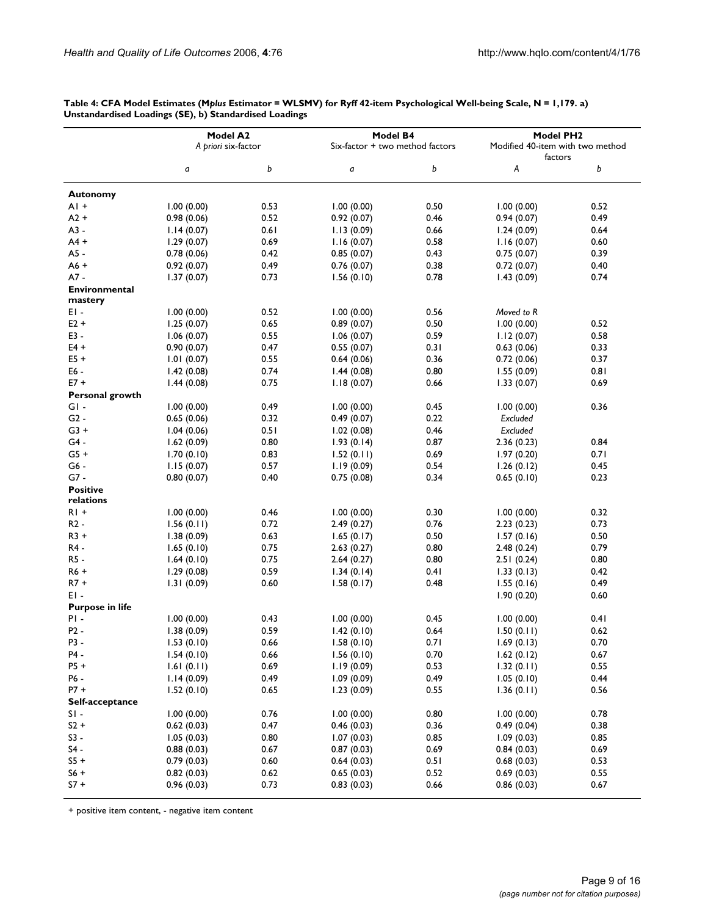**Table 4: CFA Model Estimates (M*plus* Estimator = WLSMV) for Ryff 42-item Psychological Well-being Scale, N = 1,179. a) Unstandardised Loadings (SE), b) Standardised Loadings**

| | Model A2 *A priori* six-factor | | Model B4 Six-factor + two method factors | | Model PH2 Modified 40-item with two method factors | |
|---|---|---|---|---|---|---|
| | *a* | *b* | *a* | *b* | *A* | *b* |
| **Autonomy** | | | | | | |
| A1 + | 1.00 (0.00) | 0.53 | 1.00 (0.00) | 0.50 | 1.00 (0.00) | 0.52 |
| A2 + | 0.98 (0.06) | 0.52 | 0.92 (0.07) | 0.46 | 0.94 (0.07) | 0.49 |
| A3 - | 1.14 (0.07) | 0.61 | 1.13 (0.09) | 0.66 | 1.24 (0.09) | 0.64 |
| A4 + | 1.29 (0.07) | 0.69 | 1.16 (0.07) | 0.58 | 1.16 (0.07) | 0.60 |
| A5 - | 0.78 (0.06) | 0.42 | 0.85 (0.07) | 0.43 | 0.75 (0.07) | 0.39 |
| A6 + | 0.92 (0.07) | 0.49 | 0.76 (0.07) | 0.38 | 0.72 (0.07) | 0.40 |
| A7 - | 1.37 (0.07) | 0.73 | 1.56 (0.10) | 0.78 | 1.43 (0.09) | 0.74 |
| **Environmental mastery** | | | | | | |
| E1 - | 1.00 (0.00) | 0.52 | 1.00 (0.00) | 0.56 | *Moved to R* | |
| E2 + | 1.25 (0.07) | 0.65 | 0.89 (0.07) | 0.50 | 1.00 (0.00) | 0.52 |
| E3 - | 1.06 (0.07) | 0.55 | 1.06 (0.07) | 0.59 | 1.12 (0.07) | 0.58 |
| E4 + | 0.90 (0.07) | 0.47 | 0.55 (0.07) | 0.31 | 0.63 (0.06) | 0.33 |
| E5 + | 1.01 (0.07) | 0.55 | 0.64 (0.06) | 0.36 | 0.72 (0.06) | 0.37 |
| E6 - | 1.42 (0.08) | 0.74 | 1.44 (0.08) | 0.80 | 1.55 (0.09) | 0.81 |
| E7 + | 1.44 (0.08) | 0.75 | 1.18 (0.07) | 0.66 | 1.33 (0.07) | 0.69 |
| **Personal growth** | | | | | | |
| G1 - | 1.00 (0.00) | 0.49 | 1.00 (0.00) | 0.45 | 1.00 (0.00) | 0.36 |
| G2 - | 0.65 (0.06) | 0.32 | 0.49 (0.07) | 0.22 | *Excluded* | |
| G3 + | 1.04 (0.06) | 0.51 | 1.02 (0.08) | 0.46 | *Excluded* | |
| G4 - | 1.62 (0.09) | 0.80 | 1.93 (0.14) | 0.87 | 2.36 (0.23) | 0.84 |
| G5 + | 1.70 (0.10) | 0.83 | 1.52 (0.11) | 0.69 | 1.97 (0.20) | 0.71 |
| G6 - | 1.15 (0.07) | 0.57 | 1.19 (0.09) | 0.54 | 1.26 (0.12) | 0.45 |
| G7 - | 0.80 (0.07) | 0.40 | 0.75 (0.08) | 0.34 | 0.65 (0.10) | 0.23 |
| **Positive relations** | | | | | | |
| R1 + | 1.00 (0.00) | 0.46 | 1.00 (0.00) | 0.30 | 1.00 (0.00) | 0.32 |
| R2 - | 1.56 (0.11) | 0.72 | 2.49 (0.27) | 0.76 | 2.23 (0.23) | 0.73 |
| R3 + | 1.38 (0.09) | 0.63 | 1.65 (0.17) | 0.50 | 1.57 (0.16) | 0.50 |
| R4 - | 1.65 (0.10) | 0.75 | 2.63 (0.27) | 0.80 | 2.48 (0.24) | 0.79 |
| R5 - | 1.64 (0.10) | 0.75 | 2.64 (0.27) | 0.80 | 2.51 (0.24) | 0.80 |
| R6 + | 1.29 (0.08) | 0.59 | 1.34 (0.14) | 0.41 | 1.33 (0.13) | 0.42 |
| R7 + | 1.31 (0.09) | 0.60 | 1.58 (0.17) | 0.48 | 1.55 (0.16) | 0.49 |
| E1 - | | | | | 1.90 (0.20) | 0.60 |
| **Purpose in life** | | | | | | |
| P1 - | 1.00 (0.00) | 0.43 | 1.00 (0.00) | 0.45 | 1.00 (0.00) | 0.41 |
| P2 - | 1.38 (0.09) | 0.59 | 1.42 (0.10) | 0.64 | 1.50 (0.11) | 0.62 |
| P3 - | 1.53 (0.10) | 0.66 | 1.58 (0.10) | 0.71 | 1.69 (0.13) | 0.70 |
| P4 - | 1.54 (0.10) | 0.66 | 1.56 (0.10) | 0.70 | 1.62 (0.12) | 0.67 |
| P5 + | 1.61 (0.11) | 0.69 | 1.19 (0.09) | 0.53 | 1.32 (0.11) | 0.55 |
| P6 - | 1.14 (0.09) | 0.49 | 1.09 (0.09) | 0.49 | 1.05 (0.10) | 0.44 |
| P7 + | 1.52 (0.10) | 0.65 | 1.23 (0.09) | 0.55 | 1.36 (0.11) | 0.56 |
| **Self-acceptance** | | | | | | |
| S1 - | 1.00 (0.00) | 0.76 | 1.00 (0.00) | 0.80 | 1.00 (0.00) | 0.78 |
| S2 + | 0.62 (0.03) | 0.47 | 0.46 (0.03) | 0.36 | 0.49 (0.04) | 0.38 |
| S3 - | 1.05 (0.03) | 0.80 | 1.07 (0.03) | 0.85 | 1.09 (0.03) | 0.85 |
| S4 - | 0.88 (0.03) | 0.67 | 0.87 (0.03) | 0.69 | 0.84 (0.03) | 0.69 |
| S5 + | 0.79 (0.03) | 0.60 | 0.64 (0.03) | 0.51 | 0.68 (0.03) | 0.53 |
| S6 + | 0.82 (0.03) | 0.62 | 0.65 (0.03) | 0.52 | 0.69 (0.03) | 0.55 |
| S7 + | 0.96 (0.03) | 0.73 | 0.83 (0.03) | 0.66 | 0.86 (0.03) | 0.67 |

+ positive item content, - negative item content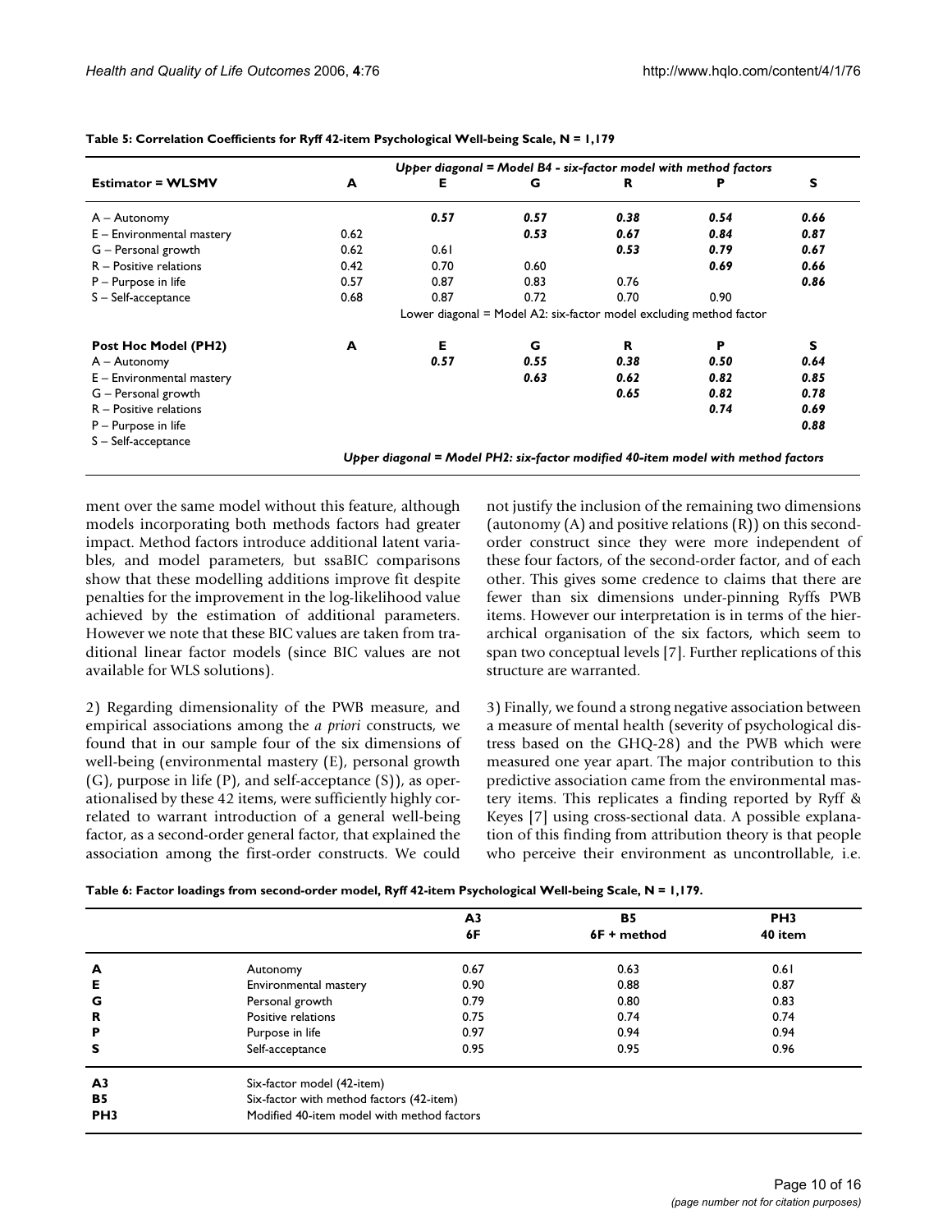**Table 5: Correlation Coefficients for Ryff 42-item Psychological Well-being Scale, N = 1,179**

| | *Upper diagonal = Model B4 - six-factor model with method factors* | | | | | |
|---|---|---|---|---|---|---|
| **Estimator = WLSMV** | **A** | **E** | **G** | **R** | **P** | **S** |
| A – Autonomy | | ***0.57*** | ***0.57*** | ***0.38*** | ***0.54*** | ***0.66*** |
| E – Environmental mastery | 0.62 | | ***0.53*** | ***0.67*** | ***0.84*** | ***0.87*** |
| G – Personal growth | 0.62 | 0.61 | | ***0.53*** | ***0.79*** | ***0.67*** |
| R – Positive relations | 0.42 | 0.70 | 0.60 | | ***0.69*** | ***0.66*** |
| P – Purpose in life | 0.57 | 0.87 | 0.83 | 0.76 | | ***0.86*** |
| S – Self-acceptance | 0.68 | 0.87 | 0.72 | 0.70 | 0.90 | |
| | Lower diagonal = Model A2: six-factor model excluding method factor | | | | | |
| **Post Hoc Model (PH2)** | **A** | **E** | **G** | **R** | **P** | **S** |
| A – Autonomy | | ***0.57*** | ***0.55*** | ***0.38*** | ***0.50*** | ***0.64*** |
| E – Environmental mastery | | | ***0.63*** | ***0.62*** | ***0.82*** | ***0.85*** |
| G – Personal growth | | | | ***0.65*** | ***0.82*** | ***0.78*** |
| R – Positive relations | | | | | ***0.74*** | ***0.69*** |
| P – Purpose in life | | | | | | ***0.88*** |
| S – Self-acceptance | | | | | | |
| | *Upper diagonal = Model PH2: six-factor modified 40-item model with method factors* | | | | | |

ment over the same model without this feature, although models incorporating both methods factors had greater impact. Method factors introduce additional latent variables, and model parameters, but ssaBIC comparisons show that these modelling additions improve fit despite penalties for the improvement in the log-likelihood value achieved by the estimation of additional parameters. However we note that these BIC values are taken from traditional linear factor models (since BIC values are not available for WLS solutions).

2) Regarding dimensionality of the PWB measure, and empirical associations among the *a priori* constructs, we found that in our sample four of the six dimensions of well-being (environmental mastery (E), personal growth (G), purpose in life (P), and self-acceptance (S)), as operationalised by these 42 items, were sufficiently highly correlated to warrant introduction of a general well-being factor, as a second-order general factor, that explained the association among the first-order constructs. We could not justify the inclusion of the remaining two dimensions (autonomy (A) and positive relations (R)) on this second-order construct since they were more independent of these four factors, of the second-order factor, and of each other. This gives some credence to claims that there are fewer than six dimensions under-pinning Ryffs PWB items. However our interpretation is in terms of the hierarchical organisation of the six factors, which seem to span two conceptual levels [7]. Further replications of this structure are warranted.

3) Finally, we found a strong negative association between a measure of mental health (severity of psychological distress based on the GHQ-28) and the PWB which were measured one year apart. The major contribution to this predictive association came from the environmental mastery items. This replicates a finding reported by Ryff & Keyes [7] using cross-sectional data. A possible explanation of this finding from attribution theory is that people who perceive their environment as uncontrollable, i.e.

**Table 6: Factor loadings from second-order model, Ryff 42-item Psychological Well-being Scale, N = 1,179.**

| | | A3<br>6F | B5<br>6F + method | PH3<br>40 item |
|---|---|---|---|---|
| **A** | Autonomy | 0.67 | 0.63 | 0.61 |
| **E** | Environmental mastery | 0.90 | 0.88 | 0.87 |
| **G** | Personal growth | 0.79 | 0.80 | 0.83 |
| **R** | Positive relations | 0.75 | 0.74 | 0.74 |
| **P** | Purpose in life | 0.97 | 0.94 | 0.94 |
| **S** | Self-acceptance | 0.95 | 0.95 | 0.96 |
| **A3** | Six-factor model (42-item) | | | |
| **B5** | Six-factor with method factors (42-item) | | | |
| **PH3** | Modified 40-item model with method factors | | | |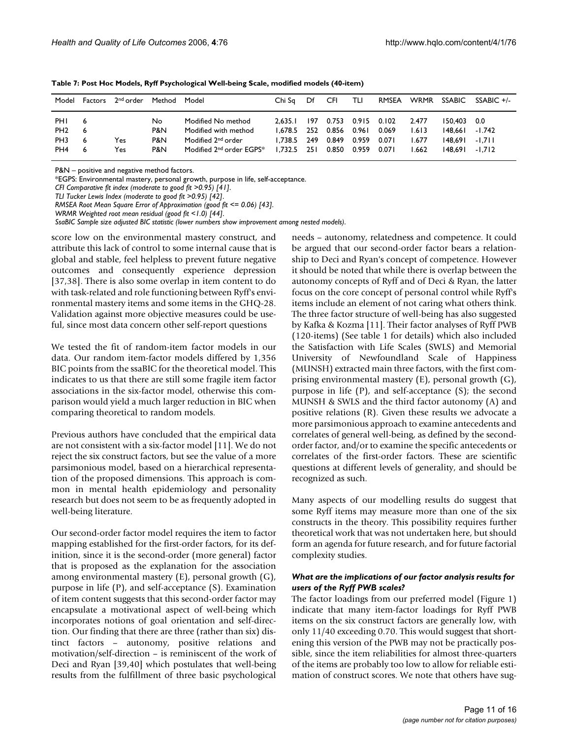**Table 7: Post Hoc Models, Ryff Psychological Well-being Scale, modified models (40-item)**

| Model | Factors | 2nd order | Method | Model | Chi Sq | Df | CFI | TLI | RMSEA | WRMR | SSABIC | SSABIC +/- |
|---|---|---|---|---|---|---|---|---|---|---|---|---|
| PH1 | 6 | | No | Modified No method | 2,635.1 | 197 | 0.753 | 0.915 | 0.102 | 2.477 | 150,403 | 0.0 |
| PH2 | 6 | | P&N | Modified with method | 1,678.5 | 252 | 0.856 | 0.961 | 0.069 | 1.613 | 148,661 | -1.742 |
| PH3 | 6 | Yes | P&N | Modified 2nd order | 1,738.5 | 249 | 0.849 | 0.959 | 0.071 | 1.677 | 148,691 | -1,711 |
| PH4 | 6 | Yes | P&N | Modified 2nd order EGPS* | 1,732.5 | 251 | 0.850 | 0.959 | 0.071 | 1.662 | 148,691 | -1,712 |

P&N – positive and negative method factors.
*EGPS: Environmental mastery, personal growth, purpose in life, self-acceptance.
*CFI Comparative fit index (moderate to good fit >0.95) [41].*
*TLI Tucker Lewis Index (moderate to good fit >0.95) [42].*
*RMSEA Root Mean Square Error of Approximation (good fit <= 0.06) [43].*
*WRMR Weighted root mean residual (good fit <1.0) [44].*
*SsaBIC Sample size adjusted BIC statistic (lower numbers show improvement among nested models).*

score low on the environmental mastery construct, and attribute this lack of control to some internal cause that is global and stable, feel helpless to prevent future negative outcomes and consequently experience depression [37,38]. There is also some overlap in item content to do with task-related and role functioning between Ryff's environmental mastery items and some items in the GHQ-28. Validation against more objective measures could be useful, since most data concern other self-report questions

We tested the fit of random-item factor models in our data. Our random item-factor models differed by 1,356 BIC points from the ssaBIC for the theoretical model. This indicates to us that there are still some fragile item factor associations in the six-factor model, otherwise this comparison would yield a much larger reduction in BIC when comparing theoretical to random models.

Previous authors have concluded that the empirical data are not consistent with a six-factor model [11]. We do not reject the six construct factors, but see the value of a more parsimonious model, based on a hierarchical representation of the proposed dimensions. This approach is common in mental health epidemiology and personality research but does not seem to be as frequently adopted in well-being literature.

Our second-order factor model requires the item to factor mapping established for the first-order factors, for its definition, since it is the second-order (more general) factor that is proposed as the explanation for the association among environmental mastery (E), personal growth (G), purpose in life (P), and self-acceptance (S). Examination of item content suggests that this second-order factor may encapsulate a motivational aspect of well-being which incorporates notions of goal orientation and self-direction. Our finding that there are three (rather than six) distinct factors – autonomy, positive relations and motivation/self-direction – is reminiscent of the work of Deci and Ryan [39,40] which postulates that well-being results from the fulfillment of three basic psychological needs – autonomy, relatedness and competence. It could be argued that our second-order factor bears a relationship to Deci and Ryan's concept of competence. However it should be noted that while there is overlap between the autonomy concepts of Ryff and of Deci & Ryan, the latter focus on the core concept of personal control while Ryff's items include an element of not caring what others think. The three factor structure of well-being has also suggested by Kafka & Kozma [11]. Their factor analyses of Ryff PWB (120-items) (See table 1 for details) which also included the Satisfaction with Life Scales (SWLS) and Memorial University of Newfoundland Scale of Happiness (MUNSH) extracted main three factors, with the first comprising environmental mastery (E), personal growth (G), purpose in life (P), and self-acceptance (S); the second MUNSH & SWLS and the third factor autonomy (A) and positive relations (R). Given these results we advocate a more parsimonious approach to examine antecedents and correlates of general well-being, as defined by the second-order factor, and/or to examine the specific antecedents or correlates of the first-order factors. These are scientific questions at different levels of generality, and should be recognized as such.

Many aspects of our modelling results do suggest that some Ryff items may measure more than one of the six constructs in the theory. This possibility requires further theoretical work that was not undertaken here, but should form an agenda for future research, and for future factorial complexity studies.

### *What are the implications of our factor analysis results for users of the Ryff PWB scales?*

The factor loadings from our preferred model (Figure 1) indicate that many item-factor loadings for Ryff PWB items on the six construct factors are generally low, with only 11/40 exceeding 0.70. This would suggest that shortening this version of the PWB may not be practically possible, since the item reliabilities for almost three-quarters of the items are probably too low to allow for reliable estimation of construct scores. We note that others have sug-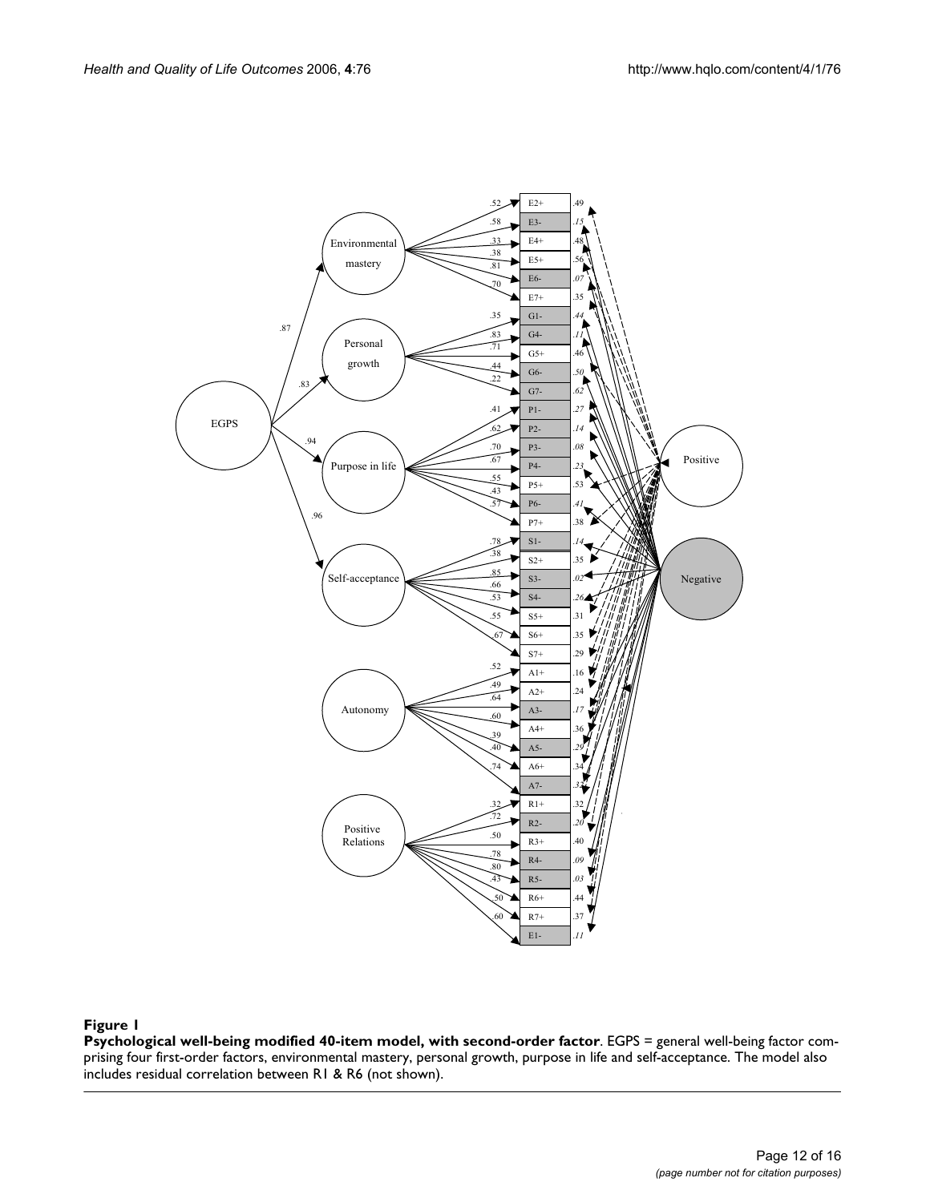**Figure 1**

**Psychological well-being modified 40-item model, with second-order factor**. EGPS = general well-being factor comprising four first-order factors, environmental mastery, personal growth, purpose in life and self-acceptance. The model also includes residual correlation between R1 & R6 (not shown).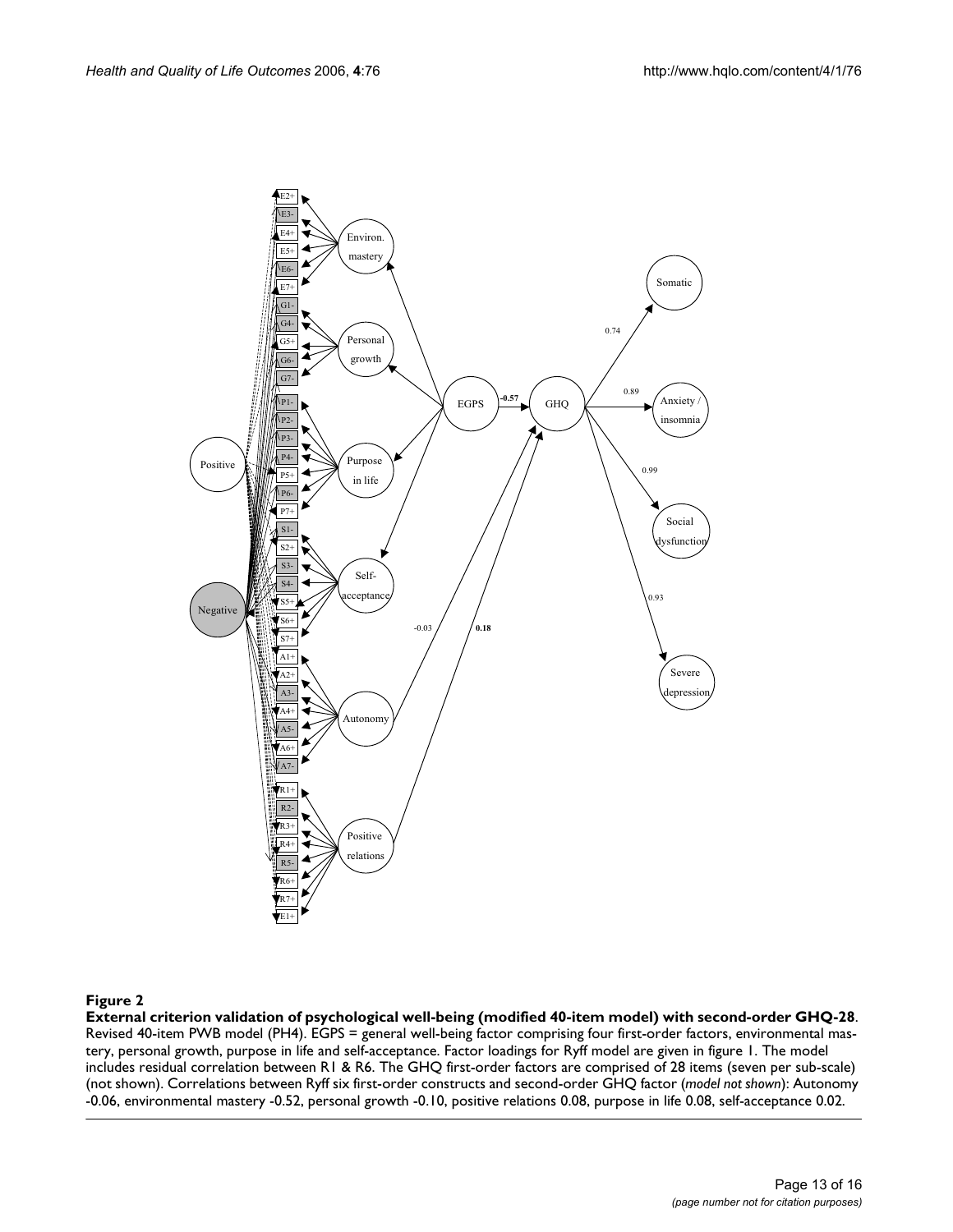**Figure 2**

**External criterion validation of psychological well-being (modified 40-item model) with second-order GHQ-28**. Revised 40-item PWB model (PH4). EGPS = general well-being factor comprising four first-order factors, environmental mastery, personal growth, purpose in life and self-acceptance. Factor loadings for Ryff model are given in figure 1. The model includes residual correlation between R1 & R6. The GHQ first-order factors are comprised of 28 items (seven per sub-scale) (not shown). Correlations between Ryff six first-order constructs and second-order GHQ factor (*model not shown*): Autonomy -0.06, environmental mastery -0.52, personal growth -0.10, positive relations 0.08, purpose in life 0.08, self-acceptance 0.02.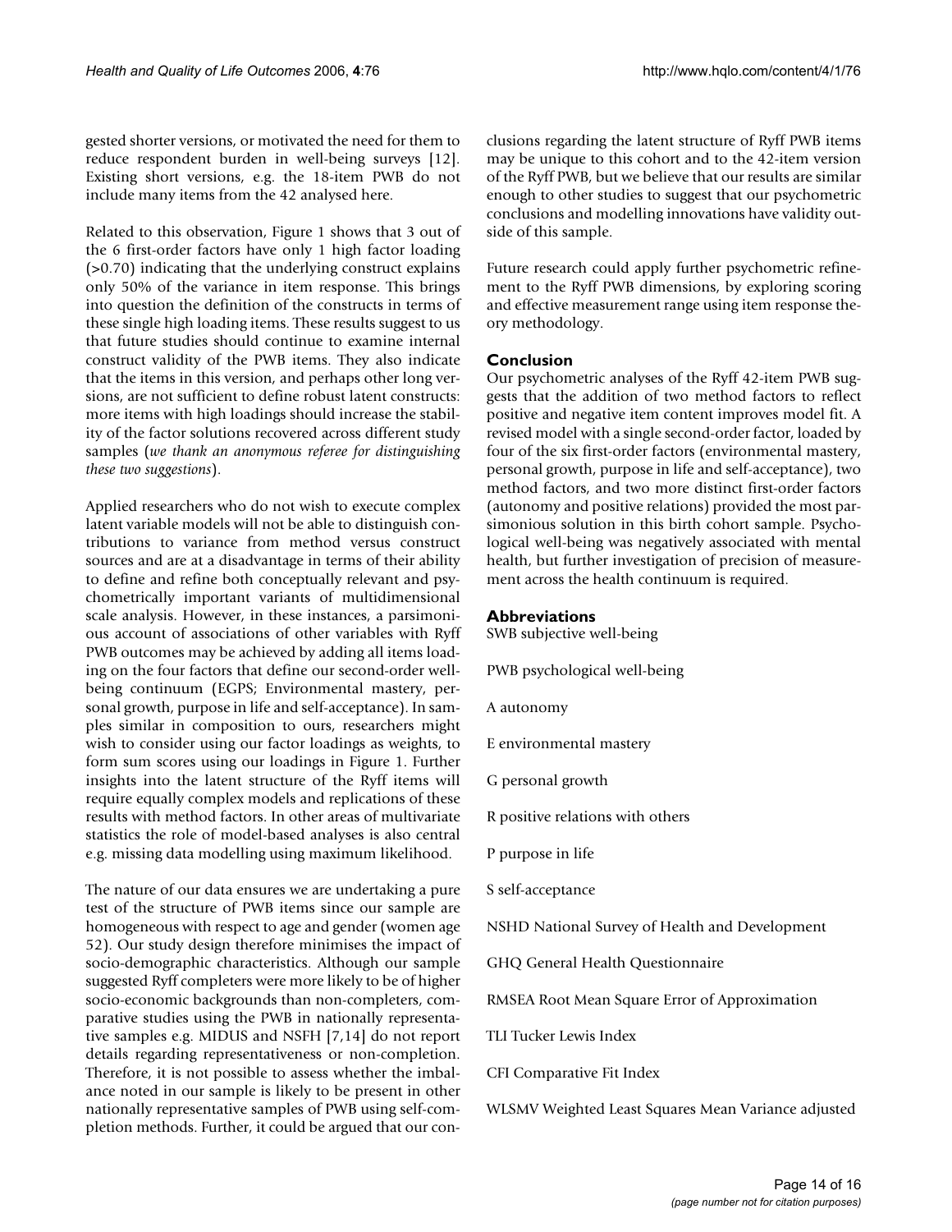gested shorter versions, or motivated the need for them to reduce respondent burden in well-being surveys [12]. Existing short versions, e.g. the 18-item PWB do not include many items from the 42 analysed here.

Related to this observation, Figure 1 shows that 3 out of the 6 first-order factors have only 1 high factor loading (>0.70) indicating that the underlying construct explains only 50% of the variance in item response. This brings into question the definition of the constructs in terms of these single high loading items. These results suggest to us that future studies should continue to examine internal construct validity of the PWB items. They also indicate that the items in this version, and perhaps other long versions, are not sufficient to define robust latent constructs: more items with high loadings should increase the stability of the factor solutions recovered across different study samples (*we thank an anonymous referee for distinguishing these two suggestions*).

Applied researchers who do not wish to execute complex latent variable models will not be able to distinguish contributions to variance from method versus construct sources and are at a disadvantage in terms of their ability to define and refine both conceptually relevant and psychometrically important variants of multidimensional scale analysis. However, in these instances, a parsimonious account of associations of other variables with Ryff PWB outcomes may be achieved by adding all items loading on the four factors that define our second-order well-being continuum (EGPS; Environmental mastery, personal growth, purpose in life and self-acceptance). In samples similar in composition to ours, researchers might wish to consider using our factor loadings as weights, to form sum scores using our loadings in Figure 1. Further insights into the latent structure of the Ryff items will require equally complex models and replications of these results with method factors. In other areas of multivariate statistics the role of model-based analyses is also central e.g. missing data modelling using maximum likelihood.

The nature of our data ensures we are undertaking a pure test of the structure of PWB items since our sample are homogeneous with respect to age and gender (women age 52). Our study design therefore minimises the impact of socio-demographic characteristics. Although our sample suggested Ryff completers were more likely to be of higher socio-economic backgrounds than non-completers, comparative studies using the PWB in nationally representative samples e.g. MIDUS and NSFH [7,14] do not report details regarding representativeness or non-completion. Therefore, it is not possible to assess whether the imbalance noted in our sample is likely to be present in other nationally representative samples of PWB using self-completion methods. Further, it could be argued that our conclusions regarding the latent structure of Ryff PWB items may be unique to this cohort and to the 42-item version of the Ryff PWB, but we believe that our results are similar enough to other studies to suggest that our psychometric conclusions and modelling innovations have validity outside of this sample.

Future research could apply further psychometric refinement to the Ryff PWB dimensions, by exploring scoring and effective measurement range using item response theory methodology.

## Conclusion

Our psychometric analyses of the Ryff 42-item PWB suggests that the addition of two method factors to reflect positive and negative item content improves model fit. A revised model with a single second-order factor, loaded by four of the six first-order factors (environmental mastery, personal growth, purpose in life and self-acceptance), two method factors, and two more distinct first-order factors (autonomy and positive relations) provided the most parsimonious solution in this birth cohort sample. Psychological well-being was negatively associated with mental health, but further investigation of precision of measurement across the health continuum is required.

## Abbreviations

SWB subjective well-being

PWB psychological well-being

A autonomy

E environmental mastery

G personal growth

R positive relations with others

P purpose in life

S self-acceptance

NSHD National Survey of Health and Development

GHQ General Health Questionnaire

RMSEA Root Mean Square Error of Approximation

TLI Tucker Lewis Index

CFI Comparative Fit Index

WLSMV Weighted Least Squares Mean Variance adjusted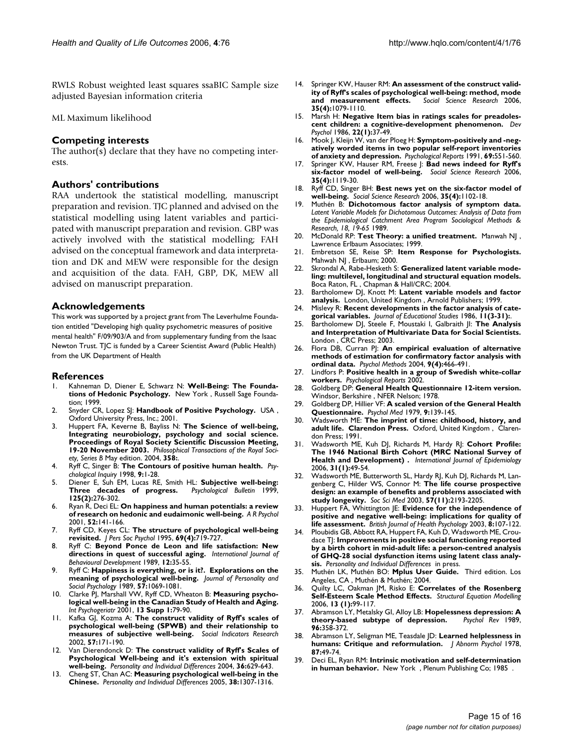RWLS Robust weighted least squares ssaBIC Sample size adjusted Bayesian information criteria

ML Maximum likelihood

## Competing interests

The author(s) declare that they have no competing interests.

## Authors' contributions

RAA undertook the statistical modelling, manuscript preparation and revision. TJC planned and advised on the statistical modelling using latent variables and participated with manuscript preparation and revision. GBP was actively involved with the statistical modelling; FAH advised on the conceptual framework and data interpretation and DK and MEW were responsible for the design and acquisition of the data. FAH, GBP, DK, MEW all advised on manuscript preparation.

## Acknowledgements

This work was supported by a project grant from The Leverhulme Foundation entitled "Developing high quality psychometric measures of positive mental health" F/09/903/A and from supplementary funding from the Isaac Newton Trust. TJC is funded by a Career Scientist Award (Public Health) from the UK Department of Health

## References

1. Kahneman D, Diener E, Schwarz N: **Well-Being: The Foundations of Hedonic Psychology.** New York , Russell Sage Foundation; 1999.
2. Snyder CR, Lopez SJ: **Handbook of Positive Psychology.** USA , Oxford University Press, Inc.; 2001.
3. Huppert FA, Keverne B, Bayliss N: **The Science of well-being, Integrating neurobiology, psychology and social science. Proceedings of Royal Society Scientific Discussion Meeting, 19-20 November 2003.** *Philosophical Transactions of the Royal Society, Series B* May edition. 2004, **358:**.
4. Ryff C, Singer B: **The Contours of positive human health.** *Psychological Inquiry* 1998, **9:**1-28.
5. Diener E, Suh EM, Lucas RE, Smith HL: **Subjective well-being: Three decades of progress.** *Psychological Bulletin* 1999, **125(2):**276-302.
6. Ryan R, Deci EL: **On happiness and human potentials: a review of research on hedonic and eudaimonic well-being.** *A R Psychol* 2001, **52:**141-166.
7. Ryff CD, Keyes CL: **The structure of psychological well-being revisited.** *J Pers Soc Psychol* 1995, **69(4):**719-727.
8. Ryff C: **Beyond Ponce de Leon and life satisfaction: New directions in quest of successful aging.** *International Journal of Behavioural Development* 1989, **12:**35-55.
9. Ryff C: **Happiness is everything, or is it?. Explorations on the meaning of psychological well-being.** *Journal of Personality and Social Psychology* 1989, **57:**1069-1081.
10. Clarke PJ, Marshall VW, Ryff CD, Wheaton B: **Measuring psychological well-being in the Canadian Study of Health and Aging.** *Int Psychogeriatr* 2001, **13 Supp 1:**79-90.
11. Kafka GJ, Kozma A: **The construct validity of Ryff's scales of psychological well-being (SPWB) and their relationship to measures of subjective well-being.** *Social Indicators Research* 2002, **57:**171-190.
12. Van Dierendonck D: **The construct validity of Ryff's Scales of Psychological Well-being and it's extension with spiritual well-being.** *Personality and Individual Differences* 2004, **36:**629-643.
13. Cheng ST, Chan AC: **Measuring psychological well-being in the Chinese.** *Personality and Individual Differences* 2005, **38:**1307-1316.
14. Springer KW, Hauser RM: **An assessment of the construct validity of Ryff's scales of psychological well-being: method, mode and measurement effects.** *Social Science Research* 2006, **35(4):**1079-1110.
15. Marsh H: **Negative Item bias in ratings scales for preadolescent children: a cognitive-development phenomenon.** *Dev Psychol* 1986, **22(1):**37-49.
16. Mook J, Kleijn W, van der Ploeg H: **Symptom-positively and -negatively worded items in two popular self-report inventories of anxiety and depression.** *Psychological Reports* 1991, **69:**551-560.
17. Springer KW, Hauser RM, Freese J: **Bad news indeed for Ryff's six-factor model of well-being.** *Social Science Research* 2006, **35(4):**1119-30.
18. Ryff CD, Singer BH: **Best news yet on the six-factor model of well-being.** *Social Science Research* 2006, **35(4):**1102-18.
19. Muthén B: **Dichotomous factor analysis of symptom data.** *Latent Variable Models for Dichotomous Outcomes: Analysis of Data from the Epidemiological Catchment Area Program Sociological Methods & Research, 18, 19-65* 1989.
20. McDonald RP: **Test Theory: a unified treatment.** Manwah NJ , Lawrence Erlbaum Associates; 1999.
21. Embretson SE, Reise SP: **Item Response for Psychologists.** Mahwah NJ , Erlbaum; 2000.
22. Skrondal A, Rabe-Hesketh S: **Generalized latent variable modeling: multilevel, longitudinal and structural equation models.** Boca Raton, FL , Chapman & Hall/CRC; 2004.
23. Bartholomew DJ, Knott M: **Latent variable models and factor analysis.** London, United Kingdom , Arnold Publishers; 1999.
24. Mislevy R: **Recent developments in the factor analysis of categorical variables.** *Journal of Educational Studies* 1986, **11(3-31):**.
25. Bartholomew DJ, Steele F, Moustaki I, Galbraith JI: **The Analysis and Interpretation of Multivariate Data for Social Scientists.** London , CRC Press; 2003.
26. Flora DB, Curran PJ: **An empirical evaluation of alternative methods of estimation for confirmatory factor analysis with ordinal data.** *Psychol Methods* 2004, **9(4):**466-491.
27. Lindfors P: **Positive health in a group of Swedish white-collar workers.** *Psychological Reports* 2002.
28. Goldberg DP: **General Health Questionnaire 12-item version.** Windsor, Berkshire , NFER Nelson; 1978.
29. Goldberg DP, Hillier VF: **A scaled version of the General Health Questionnaire.** *Psychol Med* 1979, **9:**139-145.
30. Wadsworth ME: **The imprint of time: childhood, history, and adult life. Clarendon Press.** Oxford, United Kingdom , Clarendon Press; 1991.
31. Wadsworth ME, Kuh DJ, Richards M, Hardy RJ: **Cohort Profile: The 1946 National Birth Cohort (MRC National Survey of Health and Development) .** *International Journal of Epidemiology* 2006, **31(1):**49-54.
32. Wadsworth ME, Butterworth SL, Hardy RJ, Kuh DJ, Richards M, Langenberg C, Hilder WS, Connor M: **The life course prospective design: an example of benefits and problems associated with study longevity.** *Soc Sci Med* 2003, **57(11):**2193-2205.
33. Huppert FA, Whittington JE: **Evidence for the independence of positive and negative well-being: implications for quality of life assessment.** *British Journal of Health Psychology* 2003, **8:**107-122.
34. Ploubidis GB, Abbott RA, Huppert FA, Kuh D, Wadsworth ME, Croudace TJ: **Improvements in positive social functioning reported by a birth cohort in mid-adult life: a person-centred analysis of GHQ-28 social dysfunction items using latent class analysis.** *Personality and Individual Differences* in press.
35. Muthén LK, Muthén BO: **Mplus User Guide.** Third edition. Los Angeles, CA , Muthén & Muthén; 2004.
36. Quilty LC, Oakman JM, Risko E: **Correlates of the Rosenberg Self-Esteem Scale Method Effects.** *Structural Equation Modelling* 2006, **13 (1):**99-117.
37. Abramson LY, Metalsky GI, Alloy LB: **Hopelessness depression: A theory-based subtype of depression.** *Psychol Rev* 1989, **96:**358-372.
38. Abramson LY, Seligman ME, Teasdale JD: **Learned helplessness in humans: Critique and reformulation.** *J Abnorm Psychol* 1978, **87:**49-74.
39. Deci EL, Ryan RM: **Intrinsic motivation and self-determination in human behavior.** New York , Plenum Publishing Co; 1985 .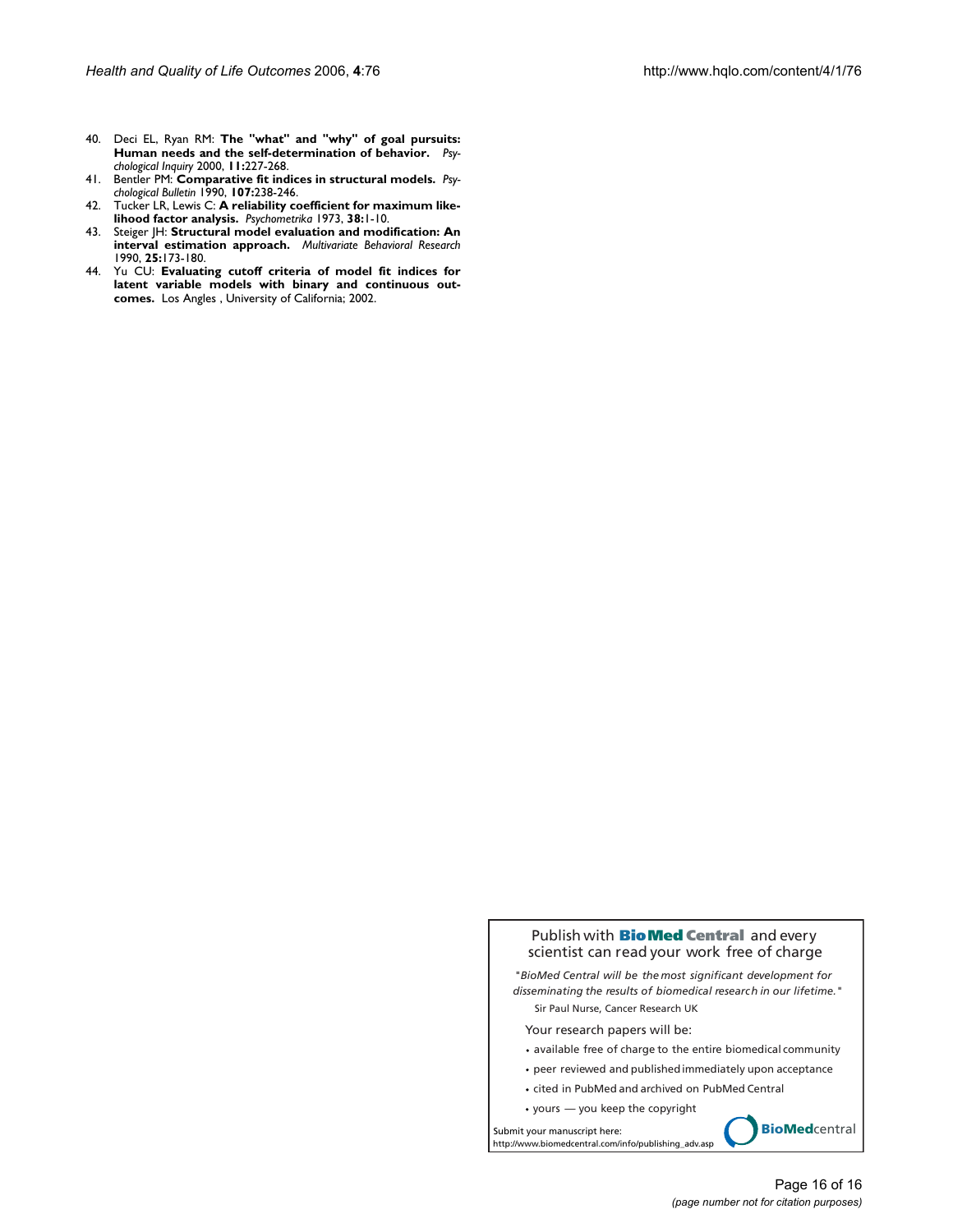40. Deci EL, Ryan RM: **The "what" and "why" of goal pursuits: Human needs and the self-determination of behavior.** *Psychological Inquiry* 2000, **11:**227-268.
41. Bentler PM: **Comparative fit indices in structural models.** *Psychological Bulletin* 1990, **107:**238-246.
42. Tucker LR, Lewis C: **A reliability coefficient for maximum likelihood factor analysis.** *Psychometrika* 1973, **38:**1-10.
43. Steiger JH: **Structural model evaluation and modification: An interval estimation approach.** *Multivariate Behavioral Research* 1990, **25:**173-180.
44. Yu CU: **Evaluating cutoff criteria of model fit indices for latent variable models with binary and continuous outcomes.** Los Angles , University of California; 2002.

Publish with **BioMed Central** and every scientist can read your work free of charge

*"BioMed Central will be the most significant development for disseminating the results of biomedical research in our lifetime."*

Sir Paul Nurse, Cancer Research UK

Your research papers will be:

- available free of charge to the entire biomedical community
- peer reviewed and published immediately upon acceptance
- cited in PubMed and archived on PubMed Central
- yours — you keep the copyright

Submit your manuscript here:
http://www.biomedcentral.com/info/publishing_adv.asp

**BioMed**central